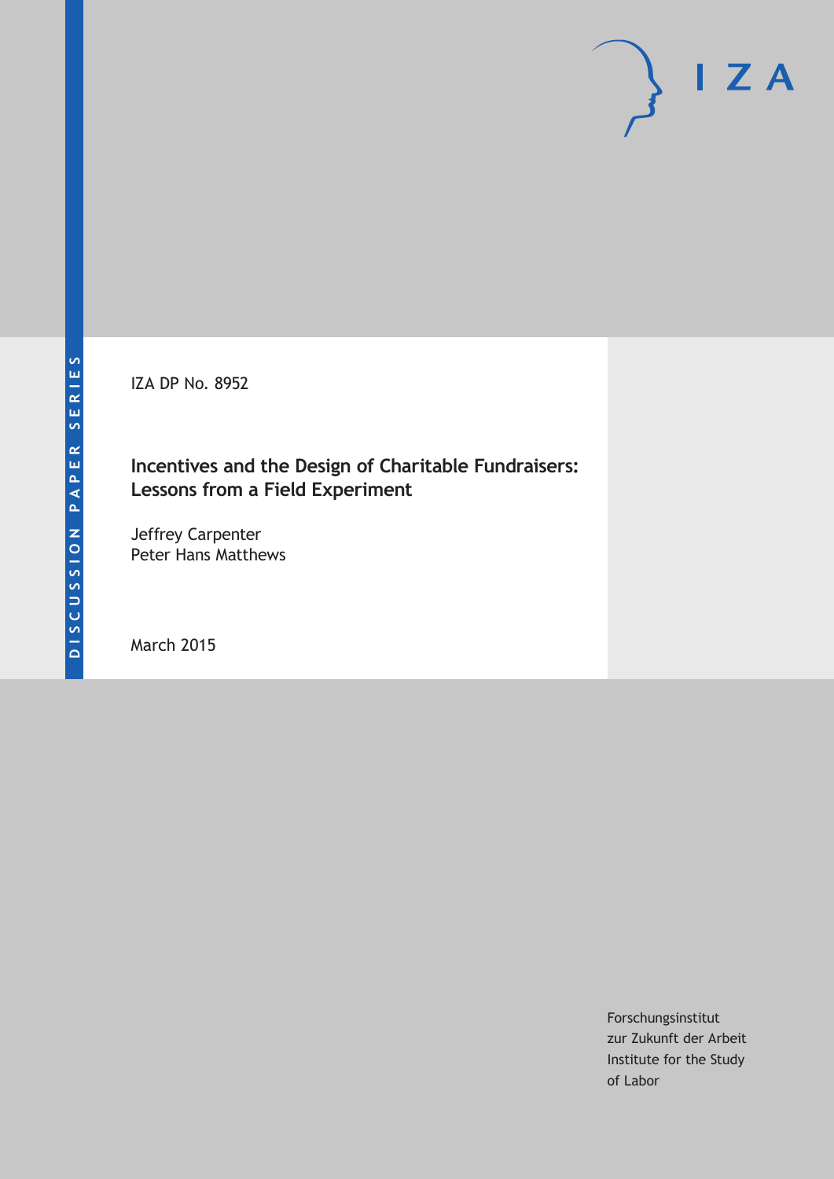DISCUSSION PAPER SERIES

IZA DP No. 8952

# Incentives and the Design of Charitable Fundraisers: Lessons from a Field Experiment

Jeffrey Carpenter
Peter Hans Matthews

March 2015

Forschungsinstitut
zur Zukunft der Arbeit
Institute for the Study
of Labor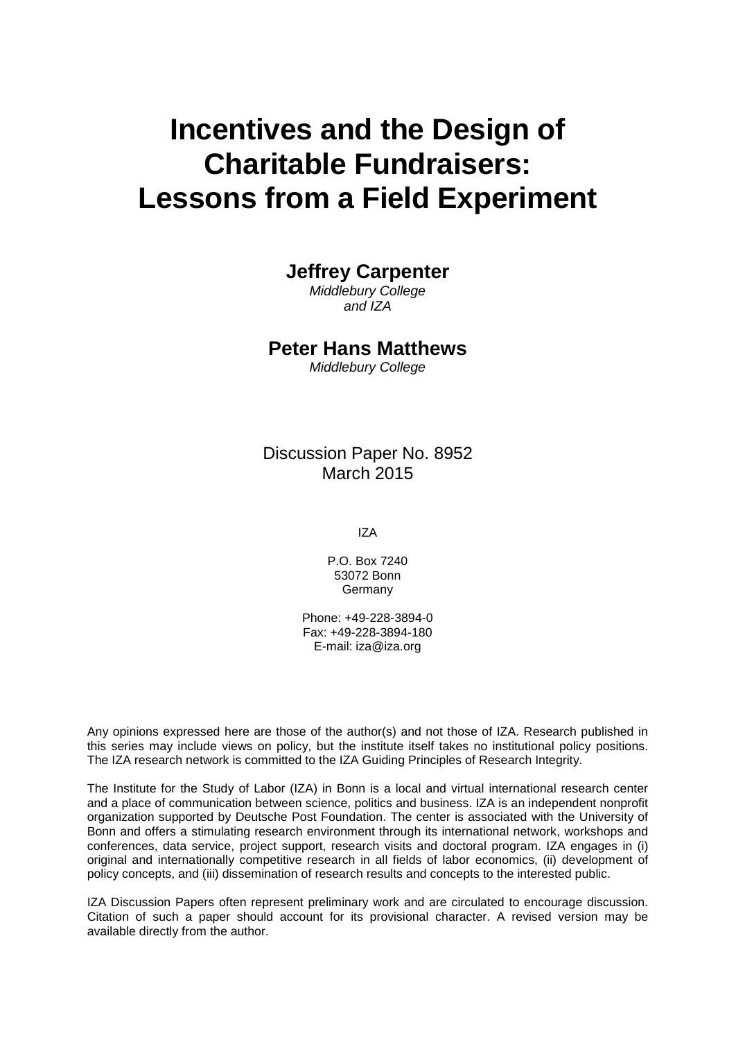# Incentives and the Design of Charitable Fundraisers: Lessons from a Field Experiment

**Jeffrey Carpenter**

*Middlebury College and IZA*

**Peter Hans Matthews**

*Middlebury College*

Discussion Paper No. 8952
March 2015

IZA

P.O. Box 7240
53072 Bonn
Germany

Phone: +49-228-3894-0
Fax: +49-228-3894-180
E-mail: iza@iza.org

Any opinions expressed here are those of the author(s) and not those of IZA. Research published in this series may include views on policy, but the institute itself takes no institutional policy positions. The IZA research network is committed to the IZA Guiding Principles of Research Integrity.

The Institute for the Study of Labor (IZA) in Bonn is a local and virtual international research center and a place of communication between science, politics and business. IZA is an independent nonprofit organization supported by Deutsche Post Foundation. The center is associated with the University of Bonn and offers a stimulating research environment through its international network, workshops and conferences, data service, project support, research visits and doctoral program. IZA engages in (i) original and internationally competitive research in all fields of labor economics, (ii) development of policy concepts, and (iii) dissemination of research results and concepts to the interested public.

IZA Discussion Papers often represent preliminary work and are circulated to encourage discussion. Citation of such a paper should account for its provisional character. A revised version may be available directly from the author.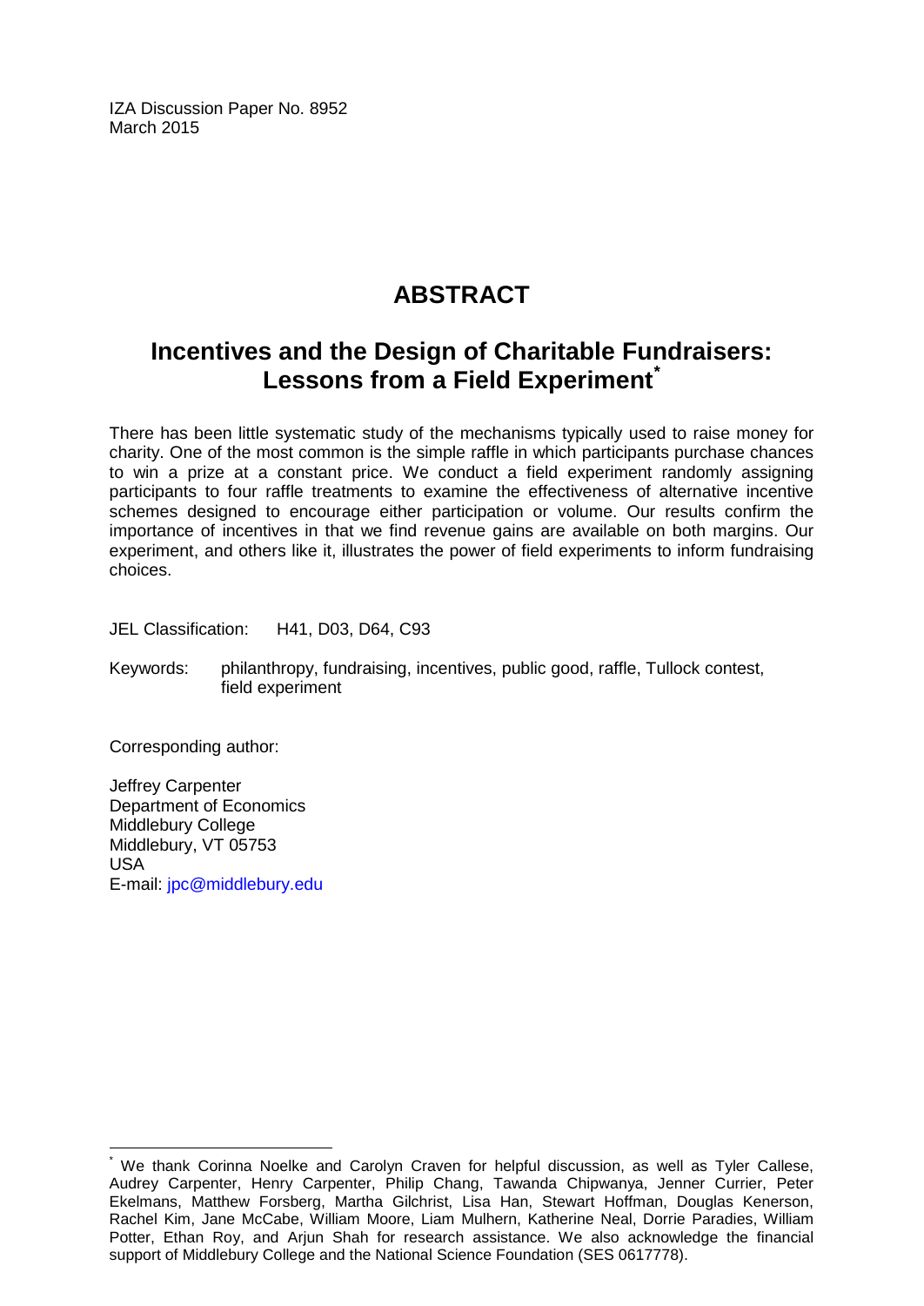IZA Discussion Paper No. 8952
March 2015

# ABSTRACT

## Incentives and the Design of Charitable Fundraisers: Lessons from a Field Experiment[*]

There has been little systematic study of the mechanisms typically used to raise money for charity. One of the most common is the simple raffle in which participants purchase chances to win a prize at a constant price. We conduct a field experiment randomly assigning participants to four raffle treatments to examine the effectiveness of alternative incentive schemes designed to encourage either participation or volume. Our results confirm the importance of incentives in that we find revenue gains are available on both margins. Our experiment, and others like it, illustrates the power of field experiments to inform fundraising choices.

JEL Classification: H41, D03, D64, C93

Keywords: philanthropy, fundraising, incentives, public good, raffle, Tullock contest, field experiment

Corresponding author:

Jeffrey Carpenter
Department of Economics
Middlebury College
Middlebury, VT 05753
USA
E-mail: jpc@middlebury.edu

[*] We thank Corinna Noelke and Carolyn Craven for helpful discussion, as well as Tyler Callese, Audrey Carpenter, Henry Carpenter, Philip Chang, Tawanda Chipwanya, Jenner Currier, Peter Ekelmans, Matthew Forsberg, Martha Gilchrist, Lisa Han, Stewart Hoffman, Douglas Kenerson, Rachel Kim, Jane McCabe, William Moore, Liam Mulhern, Katherine Neal, Dorrie Paradies, William Potter, Ethan Roy, and Arjun Shah for research assistance. We also acknowledge the financial support of Middlebury College and the National Science Foundation (SES 0617778).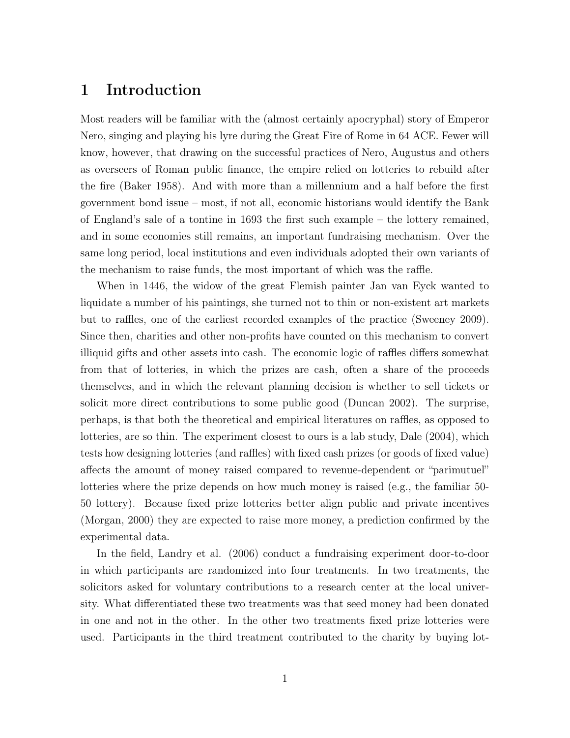# 1 Introduction

Most readers will be familiar with the (almost certainly apocryphal) story of Emperor Nero, singing and playing his lyre during the Great Fire of Rome in 64 ACE. Fewer will know, however, that drawing on the successful practices of Nero, Augustus and others as overseers of Roman public finance, the empire relied on lotteries to rebuild after the fire (Baker 1958). And with more than a millennium and a half before the first government bond issue – most, if not all, economic historians would identify the Bank of England's sale of a tontine in 1693 the first such example – the lottery remained, and in some economies still remains, an important fundraising mechanism. Over the same long period, local institutions and even individuals adopted their own variants of the mechanism to raise funds, the most important of which was the raffle.

When in 1446, the widow of the great Flemish painter Jan van Eyck wanted to liquidate a number of his paintings, she turned not to thin or non-existent art markets but to raffles, one of the earliest recorded examples of the practice (Sweeney 2009). Since then, charities and other non-profits have counted on this mechanism to convert illiquid gifts and other assets into cash. The economic logic of raffles differs somewhat from that of lotteries, in which the prizes are cash, often a share of the proceeds themselves, and in which the relevant planning decision is whether to sell tickets or solicit more direct contributions to some public good (Duncan 2002). The surprise, perhaps, is that both the theoretical and empirical literatures on raffles, as opposed to lotteries, are so thin. The experiment closest to ours is a lab study, Dale (2004), which tests how designing lotteries (and raffles) with fixed cash prizes (or goods of fixed value) affects the amount of money raised compared to revenue-dependent or "parimutuel" lotteries where the prize depends on how much money is raised (e.g., the familiar 50-50 lottery). Because fixed prize lotteries better align public and private incentives (Morgan, 2000) they are expected to raise more money, a prediction confirmed by the experimental data.

In the field, Landry et al. (2006) conduct a fundraising experiment door-to-door in which participants are randomized into four treatments. In two treatments, the solicitors asked for voluntary contributions to a research center at the local university. What differentiated these two treatments was that seed money had been donated in one and not in the other. In the other two treatments fixed prize lotteries were used. Participants in the third treatment contributed to the charity by buying lot-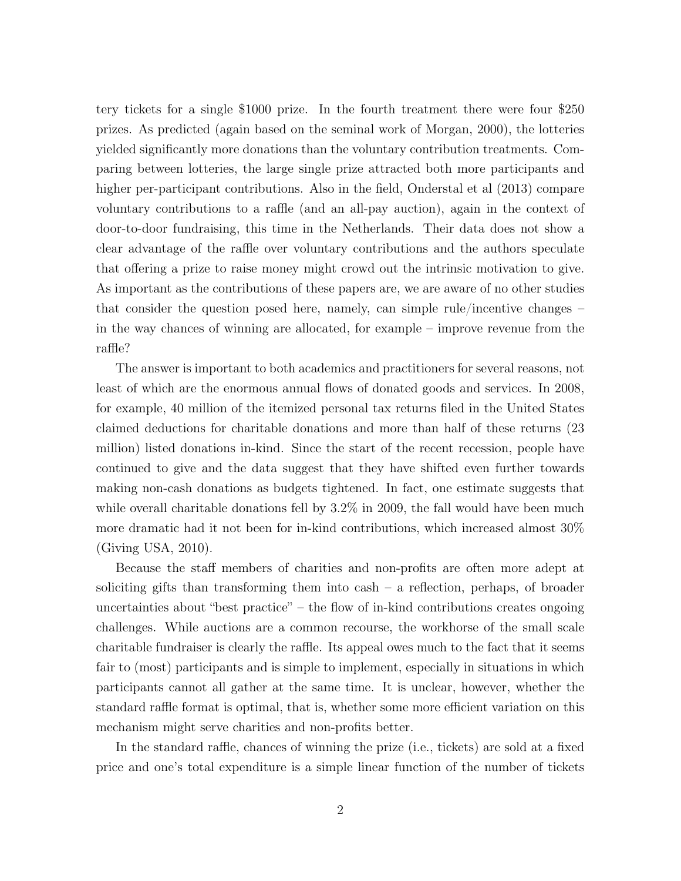tery tickets for a single $1000 prize. In the fourth treatment there were four $250 prizes. As predicted (again based on the seminal work of Morgan, 2000), the lotteries yielded significantly more donations than the voluntary contribution treatments. Comparing between lotteries, the large single prize attracted both more participants and higher per-participant contributions. Also in the field, Onderstal et al (2013) compare voluntary contributions to a raffle (and an all-pay auction), again in the context of door-to-door fundraising, this time in the Netherlands. Their data does not show a clear advantage of the raffle over voluntary contributions and the authors speculate that offering a prize to raise money might crowd out the intrinsic motivation to give. As important as the contributions of these papers are, we are aware of no other studies that consider the question posed here, namely, can simple rule/incentive changes – in the way chances of winning are allocated, for example – improve revenue from the raffle?

The answer is important to both academics and practitioners for several reasons, not least of which are the enormous annual flows of donated goods and services. In 2008, for example, 40 million of the itemized personal tax returns filed in the United States claimed deductions for charitable donations and more than half of these returns (23 million) listed donations in-kind. Since the start of the recent recession, people have continued to give and the data suggest that they have shifted even further towards making non-cash donations as budgets tightened. In fact, one estimate suggests that while overall charitable donations fell by 3.2% in 2009, the fall would have been much more dramatic had it not been for in-kind contributions, which increased almost 30% (Giving USA, 2010).

Because the staff members of charities and non-profits are often more adept at soliciting gifts than transforming them into cash – a reflection, perhaps, of broader uncertainties about "best practice" – the flow of in-kind contributions creates ongoing challenges. While auctions are a common recourse, the workhorse of the small scale charitable fundraiser is clearly the raffle. Its appeal owes much to the fact that it seems fair to (most) participants and is simple to implement, especially in situations in which participants cannot all gather at the same time. It is unclear, however, whether the standard raffle format is optimal, that is, whether some more efficient variation on this mechanism might serve charities and non-profits better.

In the standard raffle, chances of winning the prize (i.e., tickets) are sold at a fixed price and one's total expenditure is a simple linear function of the number of tickets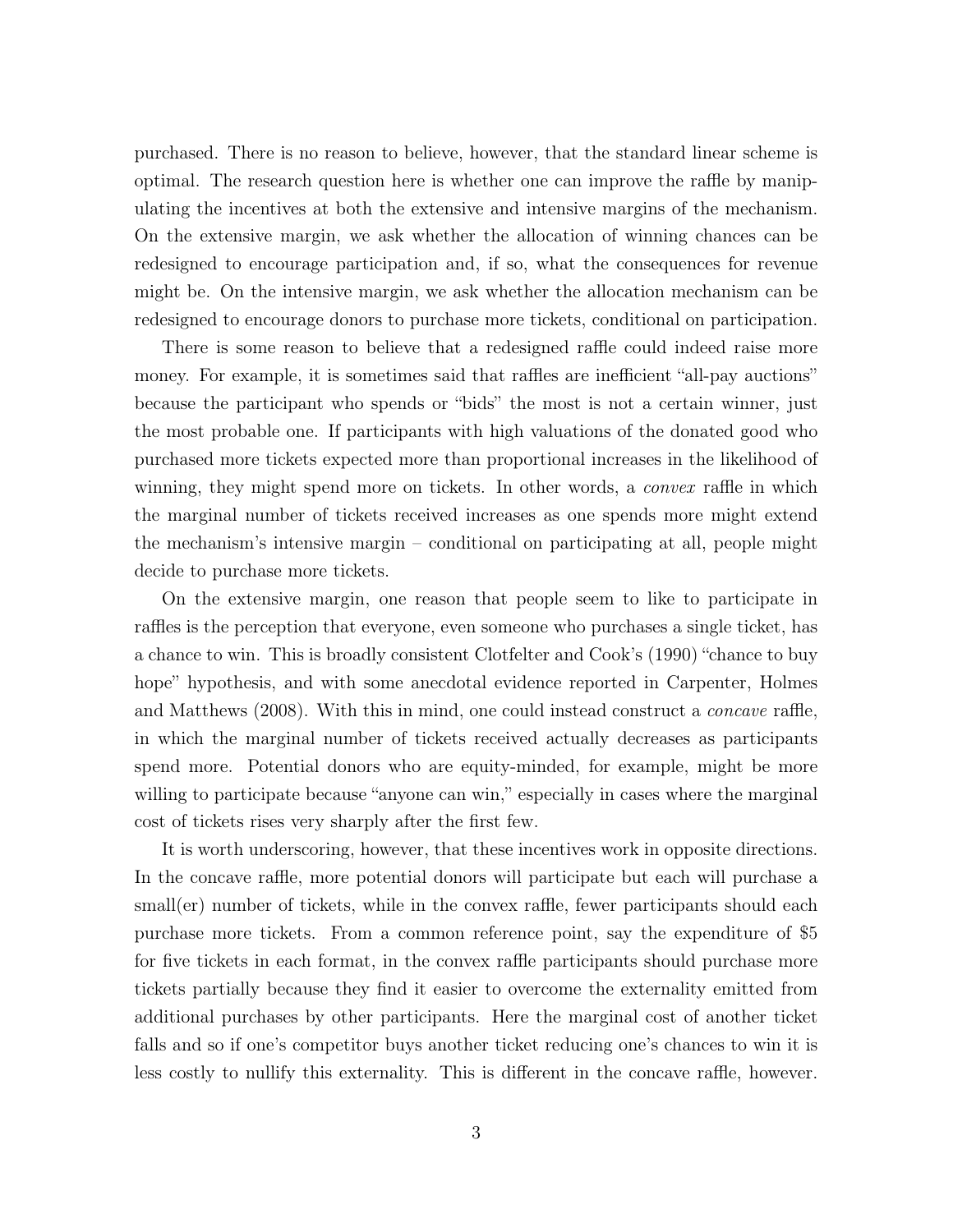purchased. There is no reason to believe, however, that the standard linear scheme is optimal. The research question here is whether one can improve the raffle by manipulating the incentives at both the extensive and intensive margins of the mechanism. On the extensive margin, we ask whether the allocation of winning chances can be redesigned to encourage participation and, if so, what the consequences for revenue might be. On the intensive margin, we ask whether the allocation mechanism can be redesigned to encourage donors to purchase more tickets, conditional on participation.

There is some reason to believe that a redesigned raffle could indeed raise more money. For example, it is sometimes said that raffles are inefficient "all-pay auctions" because the participant who spends or "bids" the most is not a certain winner, just the most probable one. If participants with high valuations of the donated good who purchased more tickets expected more than proportional increases in the likelihood of winning, they might spend more on tickets. In other words, a *convex* raffle in which the marginal number of tickets received increases as one spends more might extend the mechanism's intensive margin – conditional on participating at all, people might decide to purchase more tickets.

On the extensive margin, one reason that people seem to like to participate in raffles is the perception that everyone, even someone who purchases a single ticket, has a chance to win. This is broadly consistent Clotfelter and Cook's (1990) "chance to buy hope" hypothesis, and with some anecdotal evidence reported in Carpenter, Holmes and Matthews (2008). With this in mind, one could instead construct a *concave* raffle, in which the marginal number of tickets received actually decreases as participants spend more. Potential donors who are equity-minded, for example, might be more willing to participate because "anyone can win," especially in cases where the marginal cost of tickets rises very sharply after the first few.

It is worth underscoring, however, that these incentives work in opposite directions. In the concave raffle, more potential donors will participate but each will purchase a small(er) number of tickets, while in the convex raffle, fewer participants should each purchase more tickets. From a common reference point, say the expenditure of $5 for five tickets in each format, in the convex raffle participants should purchase more tickets partially because they find it easier to overcome the externality emitted from additional purchases by other participants. Here the marginal cost of another ticket falls and so if one's competitor buys another ticket reducing one's chances to win it is less costly to nullify this externality. This is different in the concave raffle, however.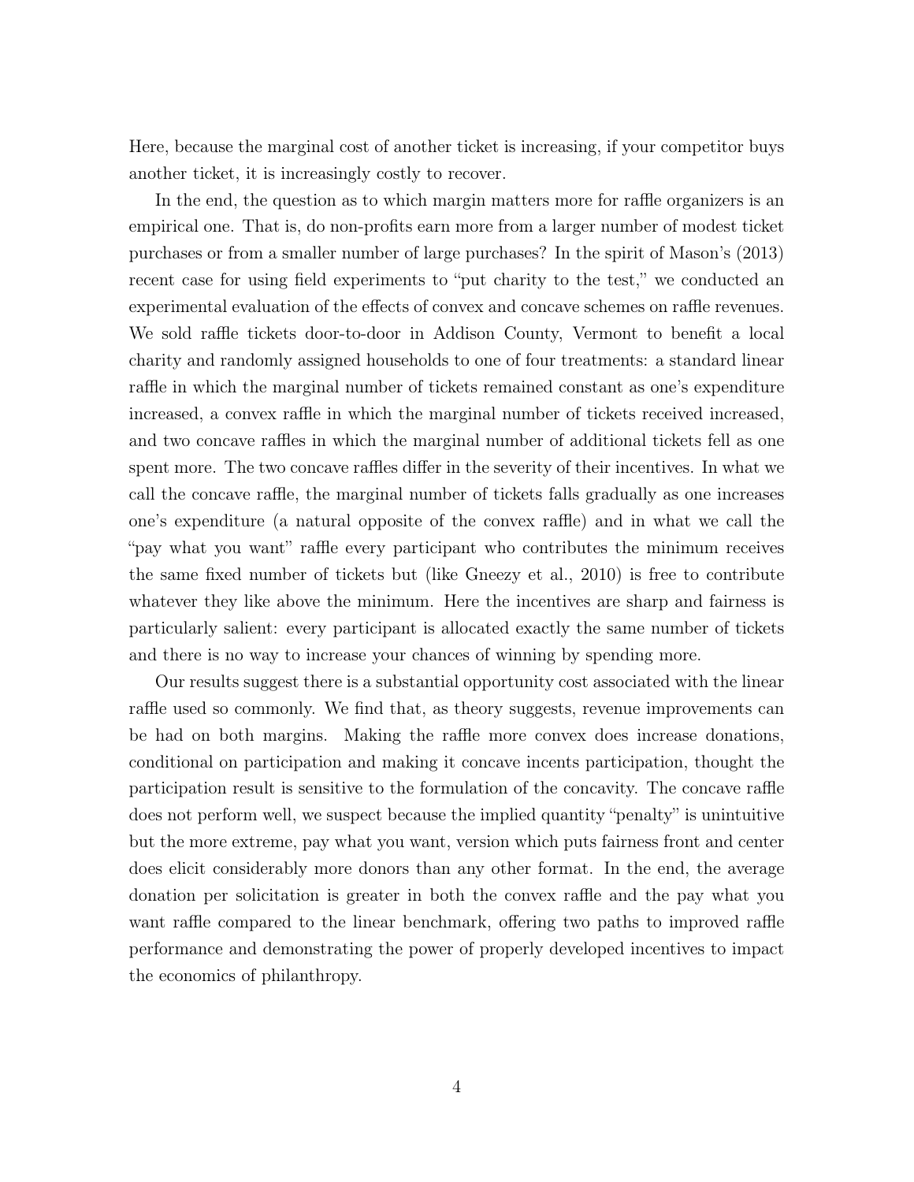Here, because the marginal cost of another ticket is increasing, if your competitor buys another ticket, it is increasingly costly to recover.

In the end, the question as to which margin matters more for raffle organizers is an empirical one. That is, do non-profits earn more from a larger number of modest ticket purchases or from a smaller number of large purchases? In the spirit of Mason's (2013) recent case for using field experiments to "put charity to the test," we conducted an experimental evaluation of the effects of convex and concave schemes on raffle revenues. We sold raffle tickets door-to-door in Addison County, Vermont to benefit a local charity and randomly assigned households to one of four treatments: a standard linear raffle in which the marginal number of tickets remained constant as one's expenditure increased, a convex raffle in which the marginal number of tickets received increased, and two concave raffles in which the marginal number of additional tickets fell as one spent more. The two concave raffles differ in the severity of their incentives. In what we call the concave raffle, the marginal number of tickets falls gradually as one increases one's expenditure (a natural opposite of the convex raffle) and in what we call the "pay what you want" raffle every participant who contributes the minimum receives the same fixed number of tickets but (like Gneezy et al., 2010) is free to contribute whatever they like above the minimum. Here the incentives are sharp and fairness is particularly salient: every participant is allocated exactly the same number of tickets and there is no way to increase your chances of winning by spending more.

Our results suggest there is a substantial opportunity cost associated with the linear raffle used so commonly. We find that, as theory suggests, revenue improvements can be had on both margins. Making the raffle more convex does increase donations, conditional on participation and making it concave incents participation, thought the participation result is sensitive to the formulation of the concavity. The concave raffle does not perform well, we suspect because the implied quantity "penalty" is unintuitive but the more extreme, pay what you want, version which puts fairness front and center does elicit considerably more donors than any other format. In the end, the average donation per solicitation is greater in both the convex raffle and the pay what you want raffle compared to the linear benchmark, offering two paths to improved raffle performance and demonstrating the power of properly developed incentives to impact the economics of philanthropy.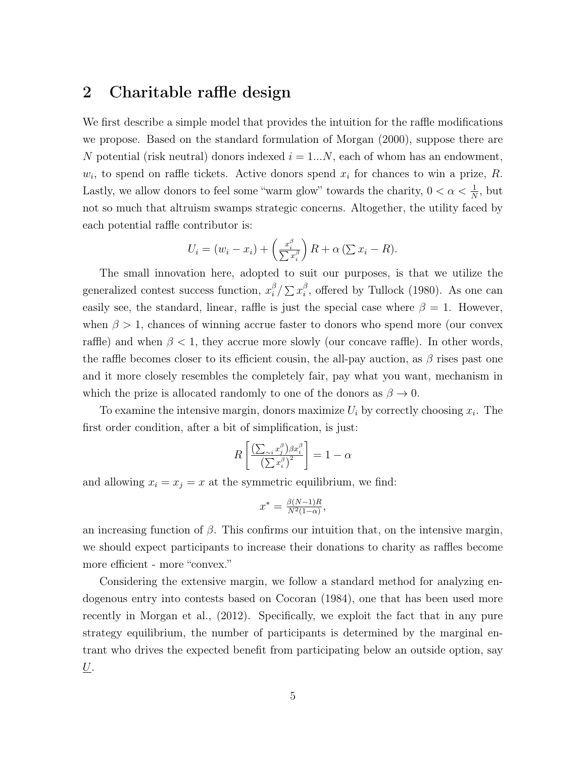## 2 Charitable raffle design

We first describe a simple model that provides the intuition for the raffle modifications we propose. Based on the standard formulation of Morgan (2000), suppose there are $N$ potential (risk neutral) donors indexed $i = 1...N$, each of whom has an endowment, $w_i$, to spend on raffle tickets. Active donors spend $x_i$ for chances to win a prize, $R$. Lastly, we allow donors to feel some "warm glow" towards the charity, $0 < \alpha < \frac{1}{N}$, but not so much that altruism swamps strategic concerns. Altogether, the utility faced by each potential raffle contributor is:

$$U_i = (w_i - x_i) + \left(\frac{x_i^\beta}{\sum x_i^\beta}\right) R + \alpha \left(\sum x_i - R\right).$$

The small innovation here, adopted to suit our purposes, is that we utilize the generalized contest success function, $x_i^\beta / \sum x_i^\beta$, offered by Tullock (1980). As one can easily see, the standard, linear, raffle is just the special case where $\beta = 1$. However, when $\beta > 1$, chances of winning accrue faster to donors who spend more (our convex raffle) and when $\beta < 1$, they accrue more slowly (our concave raffle). In other words, the raffle becomes closer to its efficient cousin, the all-pay auction, as $\beta$ rises past one and it more closely resembles the completely fair, pay what you want, mechanism in which the prize is allocated randomly to one of the donors as $\beta \to 0$.

To examine the intensive margin, donors maximize $U_i$ by correctly choosing $x_i$. The first order condition, after a bit of simplification, is just:

$$R\left[\frac{\left(\sum_{\sim i} x_j^\beta\right)\beta x_i^\beta}{\left(\sum x_i^\beta\right)^2}\right] = 1 - \alpha$$

and allowing $x_i = x_j = x$ at the symmetric equilibrium, we find:

$$x^* = \frac{\beta(N-1)R}{N^2(1-\alpha)},$$

an increasing function of $\beta$. This confirms our intuition that, on the intensive margin, we should expect participants to increase their donations to charity as raffles become more efficient - more "convex."

Considering the extensive margin, we follow a standard method for analyzing endogenous entry into contests based on Cocoran (1984), one that has been used more recently in Morgan et al., (2012). Specifically, we exploit the fact that in any pure strategy equilibrium, the number of participants is determined by the marginal entrant who drives the expected benefit from participating below an outside option, say $\underline{U}$.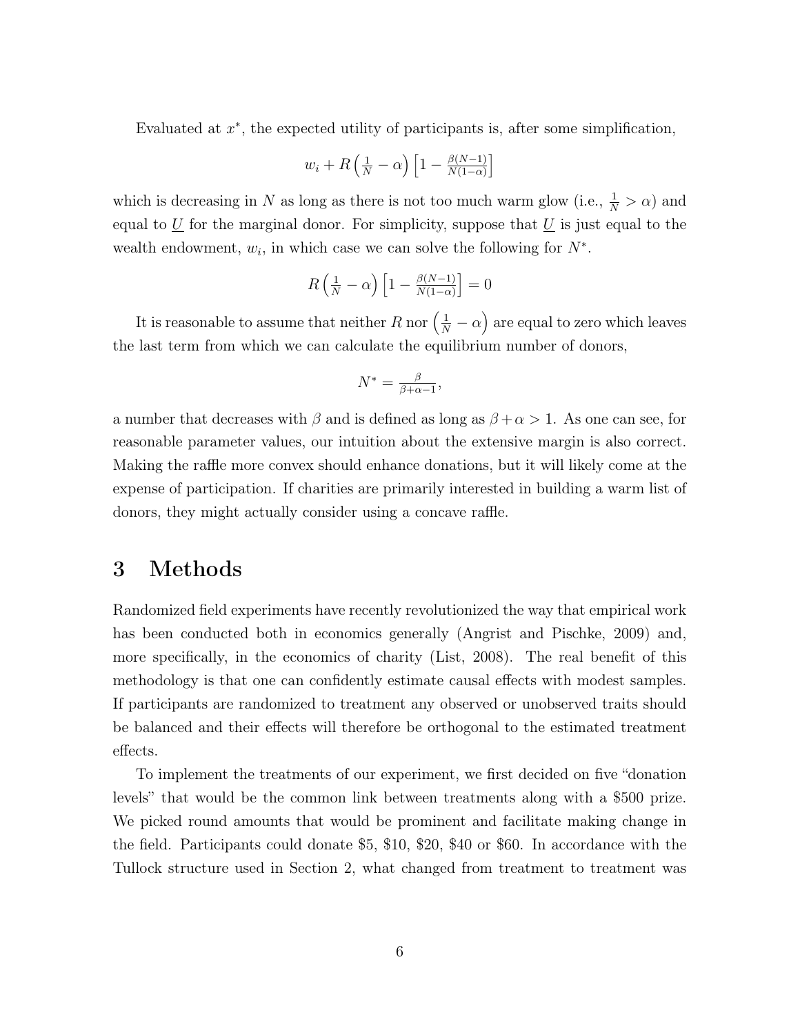Evaluated at $x^*$, the expected utility of participants is, after some simplification,

$$w_i + R\left(\tfrac{1}{N} - \alpha\right)\left[1 - \tfrac{\beta(N-1)}{N(1-\alpha)}\right]$$

which is decreasing in $N$ as long as there is not too much warm glow (i.e., $\frac{1}{N} > \alpha$) and equal to $\underline{U}$ for the marginal donor. For simplicity, suppose that $\underline{U}$ is just equal to the wealth endowment, $w_i$, in which case we can solve the following for $N^*$.

$$R\left(\tfrac{1}{N} - \alpha\right)\left[1 - \tfrac{\beta(N-1)}{N(1-\alpha)}\right] = 0$$

It is reasonable to assume that neither $R$ nor $\left(\frac{1}{N} - \alpha\right)$ are equal to zero which leaves the last term from which we can calculate the equilibrium number of donors,

$$N^* = \tfrac{\beta}{\beta+\alpha-1},$$

a number that decreases with $\beta$ and is defined as long as $\beta + \alpha > 1$. As one can see, for reasonable parameter values, our intuition about the extensive margin is also correct. Making the raffle more convex should enhance donations, but it will likely come at the expense of participation. If charities are primarily interested in building a warm list of donors, they might actually consider using a concave raffle.

# 3 Methods

Randomized field experiments have recently revolutionized the way that empirical work has been conducted both in economics generally (Angrist and Pischke, 2009) and, more specifically, in the economics of charity (List, 2008). The real benefit of this methodology is that one can confidently estimate causal effects with modest samples. If participants are randomized to treatment any observed or unobserved traits should be balanced and their effects will therefore be orthogonal to the estimated treatment effects.

To implement the treatments of our experiment, we first decided on five "donation levels" that would be the common link between treatments along with a \$500 prize. We picked round amounts that would be prominent and facilitate making change in the field. Participants could donate \$5, \$10, \$20, \$40 or \$60. In accordance with the Tullock structure used in Section 2, what changed from treatment to treatment was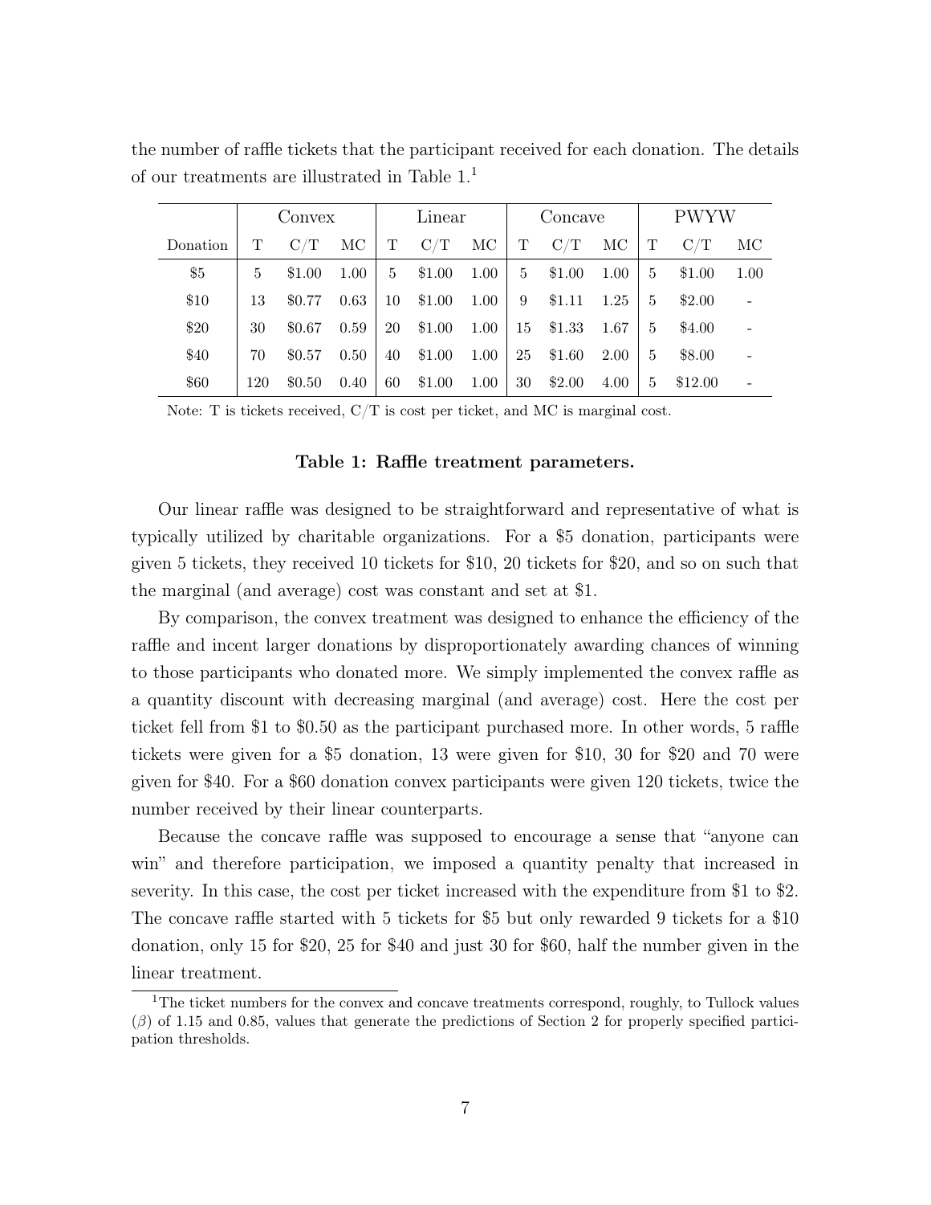the number of raffle tickets that the participant received for each donation. The details of our treatments are illustrated in Table 1.[1]

| | Convex | | | Linear | | | Concave | | | PWYW | | |
|---|---|---|---|---|---|---|---|---|---|---|---|---|
| Donation | T | C/T | MC | T | C/T | MC | T | C/T | MC | T | C/T | MC |
| \$5 | 5 | \$1.00 | 1.00 | 5 | \$1.00 | 1.00 | 5 | \$1.00 | 1.00 | 5 | \$1.00 | 1.00 |
| \$10 | 13 | \$0.77 | 0.63 | 10 | \$1.00 | 1.00 | 9 | \$1.11 | 1.25 | 5 | \$2.00 | - |
| \$20 | 30 | \$0.67 | 0.59 | 20 | \$1.00 | 1.00 | 15 | \$1.33 | 1.67 | 5 | \$4.00 | - |
| \$40 | 70 | \$0.57 | 0.50 | 40 | \$1.00 | 1.00 | 25 | \$1.60 | 2.00 | 5 | \$8.00 | - |
| \$60 | 120 | \$0.50 | 0.40 | 60 | \$1.00 | 1.00 | 30 | \$2.00 | 4.00 | 5 | \$12.00 | - |

Note: T is tickets received, C/T is cost per ticket, and MC is marginal cost.

**Table 1: Raffle treatment parameters.**

Our linear raffle was designed to be straightforward and representative of what is typically utilized by charitable organizations. For a \$5 donation, participants were given 5 tickets, they received 10 tickets for \$10, 20 tickets for \$20, and so on such that the marginal (and average) cost was constant and set at \$1.

By comparison, the convex treatment was designed to enhance the efficiency of the raffle and incent larger donations by disproportionately awarding chances of winning to those participants who donated more. We simply implemented the convex raffle as a quantity discount with decreasing marginal (and average) cost. Here the cost per ticket fell from \$1 to \$0.50 as the participant purchased more. In other words, 5 raffle tickets were given for a \$5 donation, 13 were given for \$10, 30 for \$20 and 70 were given for \$40. For a \$60 donation convex participants were given 120 tickets, twice the number received by their linear counterparts.

Because the concave raffle was supposed to encourage a sense that "anyone can win" and therefore participation, we imposed a quantity penalty that increased in severity. In this case, the cost per ticket increased with the expenditure from \$1 to \$2. The concave raffle started with 5 tickets for \$5 but only rewarded 9 tickets for a \$10 donation, only 15 for \$20, 25 for \$40 and just 30 for \$60, half the number given in the linear treatment.

[1] The ticket numbers for the convex and concave treatments correspond, roughly, to Tullock values ($\beta$) of 1.15 and 0.85, values that generate the predictions of Section 2 for properly specified participation thresholds.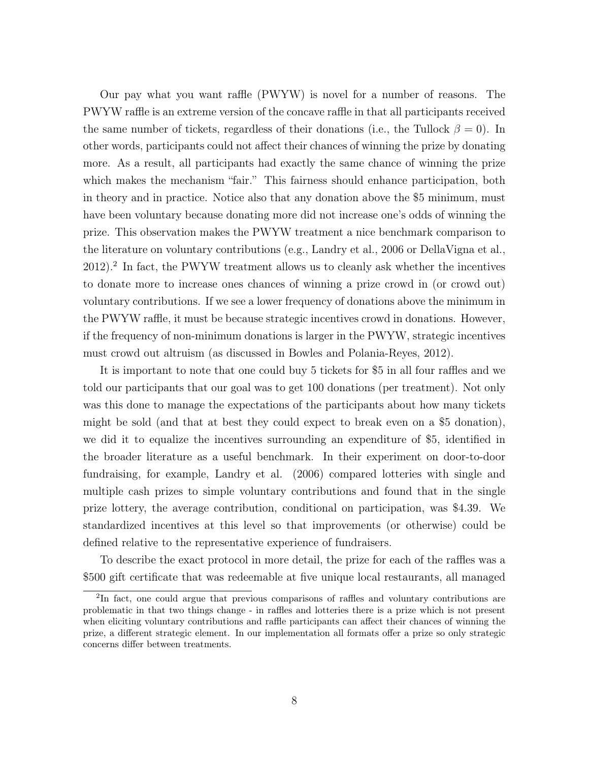Our pay what you want raffle (PWYW) is novel for a number of reasons. The PWYW raffle is an extreme version of the concave raffle in that all participants received the same number of tickets, regardless of their donations (i.e., the Tullock $\beta = 0$). In other words, participants could not affect their chances of winning the prize by donating more. As a result, all participants had exactly the same chance of winning the prize which makes the mechanism "fair." This fairness should enhance participation, both in theory and in practice. Notice also that any donation above the $5 minimum, must have been voluntary because donating more did not increase one's odds of winning the prize. This observation makes the PWYW treatment a nice benchmark comparison to the literature on voluntary contributions (e.g., Landry et al., 2006 or DellaVigna et al., 2012).[2] In fact, the PWYW treatment allows us to cleanly ask whether the incentives to donate more to increase ones chances of winning a prize crowd in (or crowd out) voluntary contributions. If we see a lower frequency of donations above the minimum in the PWYW raffle, it must be because strategic incentives crowd in donations. However, if the frequency of non-minimum donations is larger in the PWYW, strategic incentives must crowd out altruism (as discussed in Bowles and Polania-Reyes, 2012).

It is important to note that one could buy 5 tickets for $5 in all four raffles and we told our participants that our goal was to get 100 donations (per treatment). Not only was this done to manage the expectations of the participants about how many tickets might be sold (and that at best they could expect to break even on a $5 donation), we did it to equalize the incentives surrounding an expenditure of $5, identified in the broader literature as a useful benchmark. In their experiment on door-to-door fundraising, for example, Landry et al. (2006) compared lotteries with single and multiple cash prizes to simple voluntary contributions and found that in the single prize lottery, the average contribution, conditional on participation, was $4.39. We standardized incentives at this level so that improvements (or otherwise) could be defined relative to the representative experience of fundraisers.

To describe the exact protocol in more detail, the prize for each of the raffles was a $500 gift certificate that was redeemable at five unique local restaurants, all managed

[2] In fact, one could argue that previous comparisons of raffles and voluntary contributions are problematic in that two things change - in raffles and lotteries there is a prize which is not present when eliciting voluntary contributions and raffle participants can affect their chances of winning the prize, a different strategic element. In our implementation all formats offer a prize so only strategic concerns differ between treatments.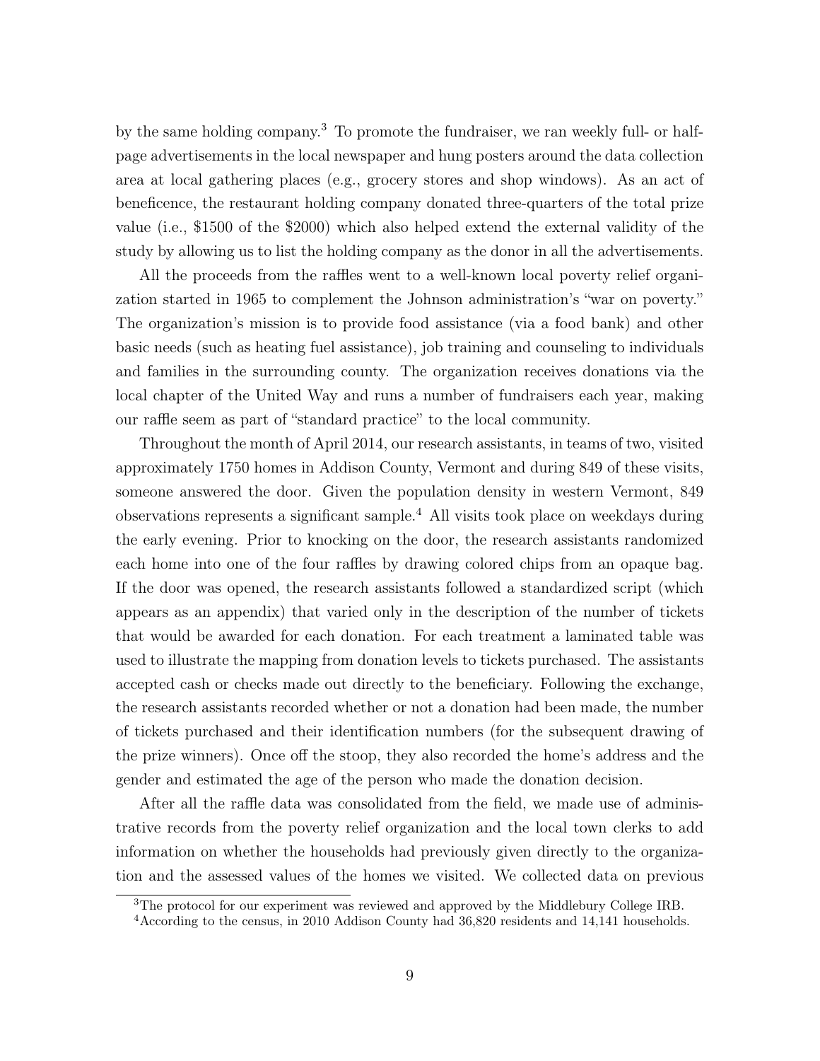by the same holding company.[3] To promote the fundraiser, we ran weekly full- or half-page advertisements in the local newspaper and hung posters around the data collection area at local gathering places (e.g., grocery stores and shop windows). As an act of beneficence, the restaurant holding company donated three-quarters of the total prize value (i.e., $1500 of the $2000) which also helped extend the external validity of the study by allowing us to list the holding company as the donor in all the advertisements.

All the proceeds from the raffles went to a well-known local poverty relief organization started in 1965 to complement the Johnson administration's "war on poverty." The organization's mission is to provide food assistance (via a food bank) and other basic needs (such as heating fuel assistance), job training and counseling to individuals and families in the surrounding county. The organization receives donations via the local chapter of the United Way and runs a number of fundraisers each year, making our raffle seem as part of "standard practice" to the local community.

Throughout the month of April 2014, our research assistants, in teams of two, visited approximately 1750 homes in Addison County, Vermont and during 849 of these visits, someone answered the door. Given the population density in western Vermont, 849 observations represents a significant sample.[4] All visits took place on weekdays during the early evening. Prior to knocking on the door, the research assistants randomized each home into one of the four raffles by drawing colored chips from an opaque bag. If the door was opened, the research assistants followed a standardized script (which appears as an appendix) that varied only in the description of the number of tickets that would be awarded for each donation. For each treatment a laminated table was used to illustrate the mapping from donation levels to tickets purchased. The assistants accepted cash or checks made out directly to the beneficiary. Following the exchange, the research assistants recorded whether or not a donation had been made, the number of tickets purchased and their identification numbers (for the subsequent drawing of the prize winners). Once off the stoop, they also recorded the home's address and the gender and estimated the age of the person who made the donation decision.

After all the raffle data was consolidated from the field, we made use of administrative records from the poverty relief organization and the local town clerks to add information on whether the households had previously given directly to the organization and the assessed values of the homes we visited. We collected data on previous

[3] The protocol for our experiment was reviewed and approved by the Middlebury College IRB.

[4] According to the census, in 2010 Addison County had 36,820 residents and 14,141 households.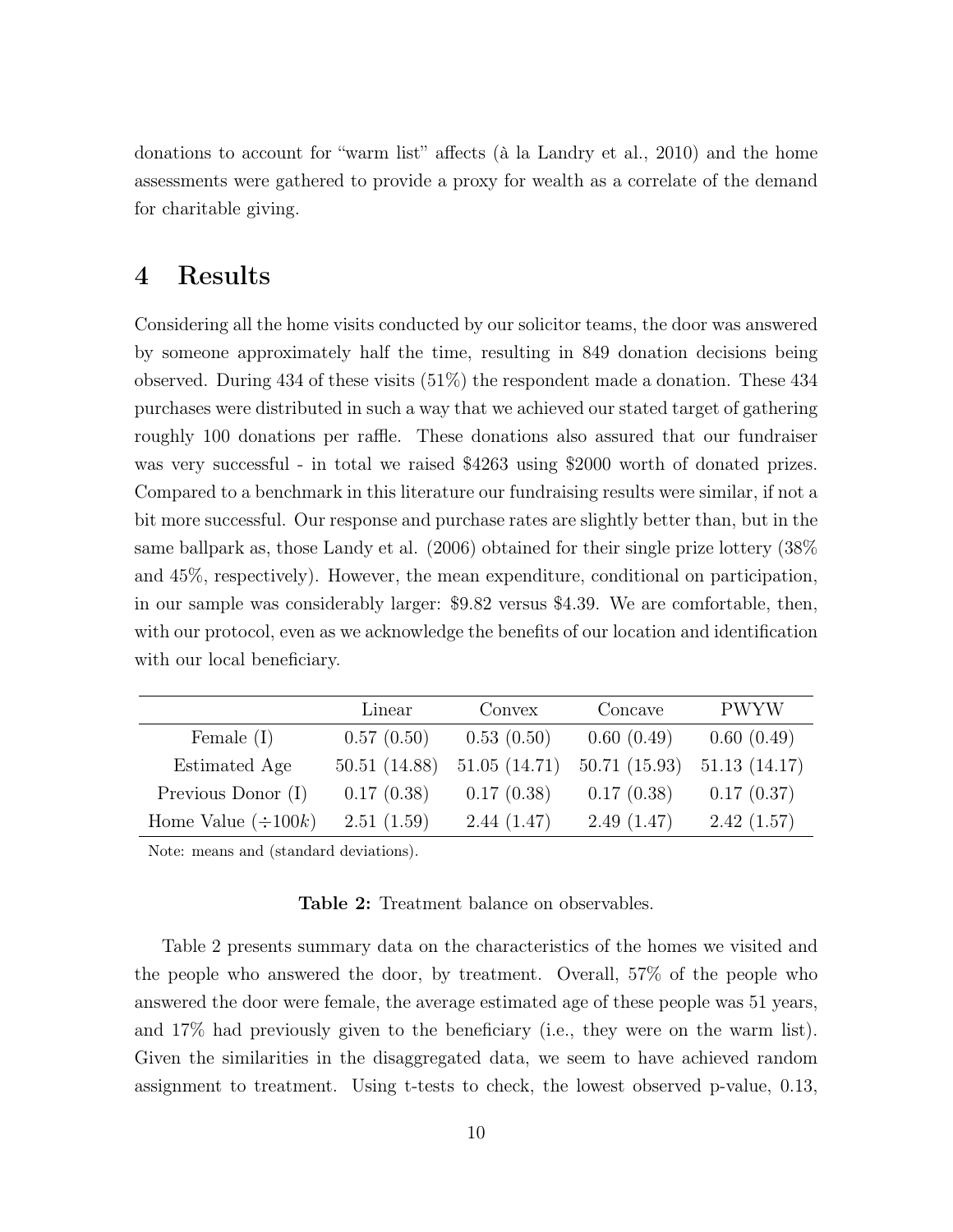donations to account for "warm list" affects (à la Landry et al., 2010) and the home assessments were gathered to provide a proxy for wealth as a correlate of the demand for charitable giving.

# 4 Results

Considering all the home visits conducted by our solicitor teams, the door was answered by someone approximately half the time, resulting in 849 donation decisions being observed. During 434 of these visits (51%) the respondent made a donation. These 434 purchases were distributed in such a way that we achieved our stated target of gathering roughly 100 donations per raffle. These donations also assured that our fundraiser was very successful - in total we raised $4263 using $2000 worth of donated prizes. Compared to a benchmark in this literature our fundraising results were similar, if not a bit more successful. Our response and purchase rates are slightly better than, but in the same ballpark as, those Landy et al. (2006) obtained for their single prize lottery (38% and 45%, respectively). However, the mean expenditure, conditional on participation, in our sample was considerably larger: $9.82 versus $4.39. We are comfortable, then, with our protocol, even as we acknowledge the benefits of our location and identification with our local beneficiary.

| | Linear | Convex | Concave | PWYW |
|---|---|---|---|---|
| Female (I) | 0.57 (0.50) | 0.53 (0.50) | 0.60 (0.49) | 0.60 (0.49) |
| Estimated Age | 50.51 (14.88) | 51.05 (14.71) | 50.71 (15.93) | 51.13 (14.17) |
| Previous Donor (I) | 0.17 (0.38) | 0.17 (0.38) | 0.17 (0.38) | 0.17 (0.37) |
| Home Value ($\div 100k$) | 2.51 (1.59) | 2.44 (1.47) | 2.49 (1.47) | 2.42 (1.57) |

Note: means and (standard deviations).

**Table 2:** Treatment balance on observables.

Table 2 presents summary data on the characteristics of the homes we visited and the people who answered the door, by treatment. Overall, 57% of the people who answered the door were female, the average estimated age of these people was 51 years, and 17% had previously given to the beneficiary (i.e., they were on the warm list). Given the similarities in the disaggregated data, we seem to have achieved random assignment to treatment. Using t-tests to check, the lowest observed p-value, 0.13,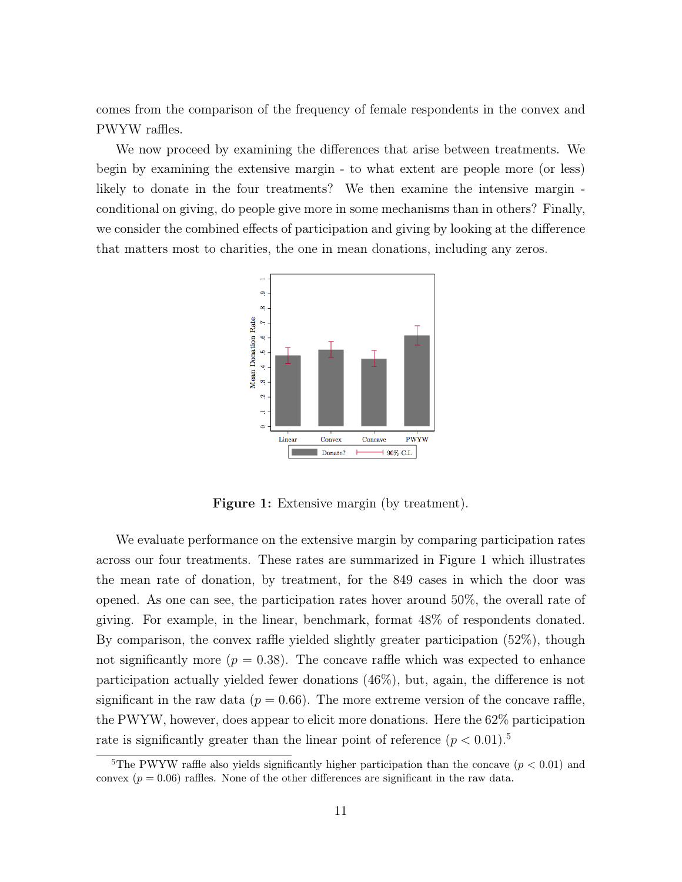comes from the comparison of the frequency of female respondents in the convex and PWYW raffles.

We now proceed by examining the differences that arise between treatments. We begin by examining the extensive margin - to what extent are people more (or less) likely to donate in the four treatments? We then examine the intensive margin - conditional on giving, do people give more in some mechanisms than in others? Finally, we consider the combined effects of participation and giving by looking at the difference that matters most to charities, the one in mean donations, including any zeros.

**Figure 1:** Extensive margin (by treatment).

We evaluate performance on the extensive margin by comparing participation rates across our four treatments. These rates are summarized in Figure 1 which illustrates the mean rate of donation, by treatment, for the 849 cases in which the door was opened. As one can see, the participation rates hover around 50%, the overall rate of giving. For example, in the linear, benchmark, format 48% of respondents donated. By comparison, the convex raffle yielded slightly greater participation (52%), though not significantly more ($p = 0.38$). The concave raffle which was expected to enhance participation actually yielded fewer donations (46%), but, again, the difference is not significant in the raw data ($p = 0.66$). The more extreme version of the concave raffle, the PWYW, however, does appear to elicit more donations. Here the 62% participation rate is significantly greater than the linear point of reference ($p < 0.01$).[5]

[5]The PWYW raffle also yields significantly higher participation than the concave ($p < 0.01$) and convex ($p = 0.06$) raffles. None of the other differences are significant in the raw data.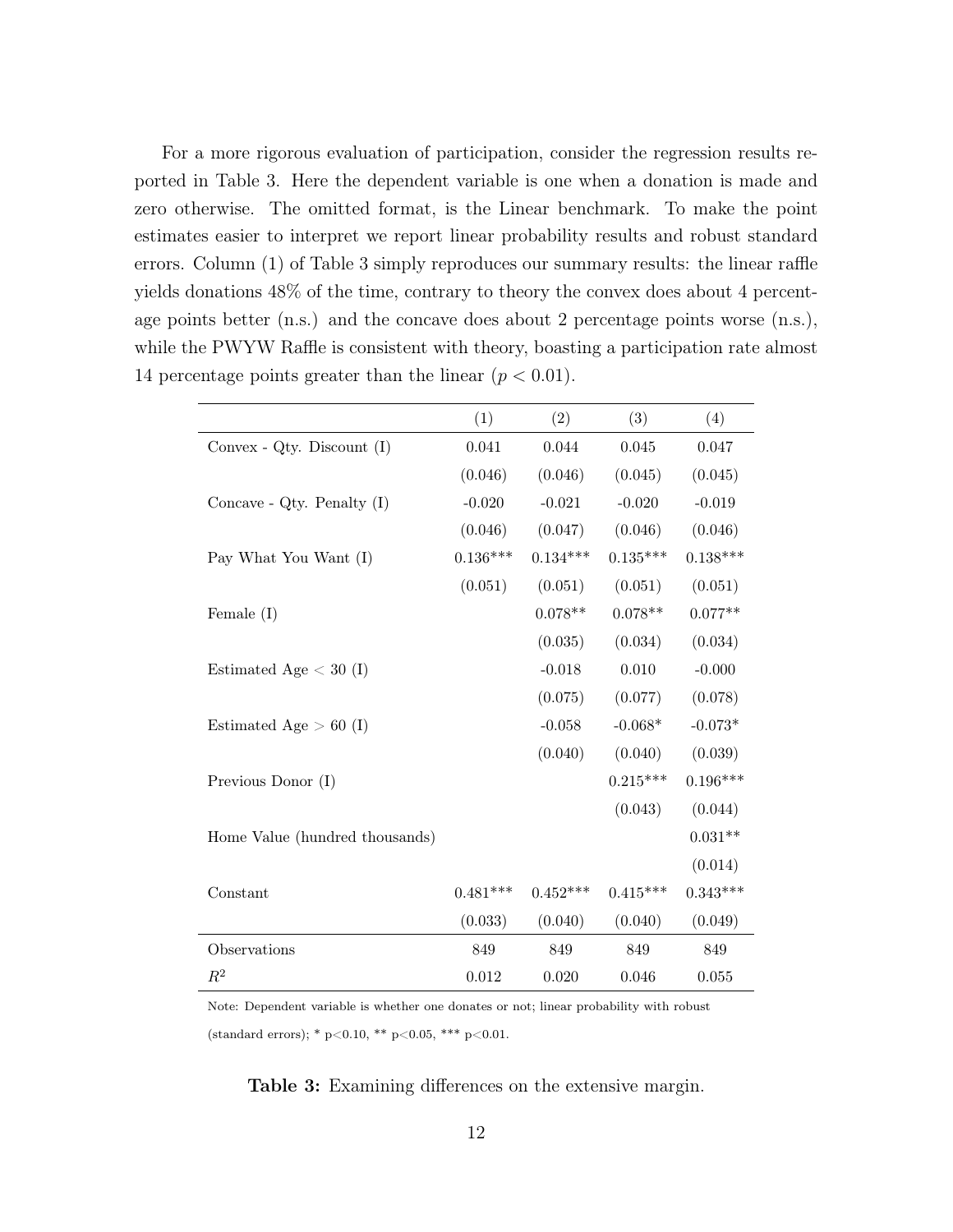For a more rigorous evaluation of participation, consider the regression results reported in Table 3. Here the dependent variable is one when a donation is made and zero otherwise. The omitted format, is the Linear benchmark. To make the point estimates easier to interpret we report linear probability results and robust standard errors. Column (1) of Table 3 simply reproduces our summary results: the linear raffle yields donations 48% of the time, contrary to theory the convex does about 4 percentage points better (n.s.) and the concave does about 2 percentage points worse (n.s.), while the PWYW Raffle is consistent with theory, boasting a participation rate almost 14 percentage points greater than the linear ($p < 0.01$).

| | (1) | (2) | (3) | (4) |
|---|---|---|---|---|
| Convex - Qty. Discount (I) | 0.041 | 0.044 | 0.045 | 0.047 |
| | (0.046) | (0.046) | (0.045) | (0.045) |
| Concave - Qty. Penalty (I) | -0.020 | -0.021 | -0.020 | -0.019 |
| | (0.046) | (0.047) | (0.046) | (0.046) |
| Pay What You Want (I) | 0.136*** | 0.134*** | 0.135*** | 0.138*** |
| | (0.051) | (0.051) | (0.051) | (0.051) |
| Female (I) | | 0.078** | 0.078** | 0.077** |
| | | (0.035) | (0.034) | (0.034) |
| Estimated Age < 30 (I) | | -0.018 | 0.010 | -0.000 |
| | | (0.075) | (0.077) | (0.078) |
| Estimated Age > 60 (I) | | -0.058 | -0.068* | -0.073* |
| | | (0.040) | (0.040) | (0.039) |
| Previous Donor (I) | | | 0.215*** | 0.196*** |
| | | | (0.043) | (0.044) |
| Home Value (hundred thousands) | | | | 0.031** |
| | | | | (0.014) |
| Constant | 0.481*** | 0.452*** | 0.415*** | 0.343*** |
| | (0.033) | (0.040) | (0.040) | (0.049) |
| Observations | 849 | 849 | 849 | 849 |
| $R^2$ | 0.012 | 0.020 | 0.046 | 0.055 |

Note: Dependent variable is whether one donates or not; linear probability with robust (standard errors); * p<0.10, ** p<0.05, *** p<0.01.

**Table 3:** Examining differences on the extensive margin.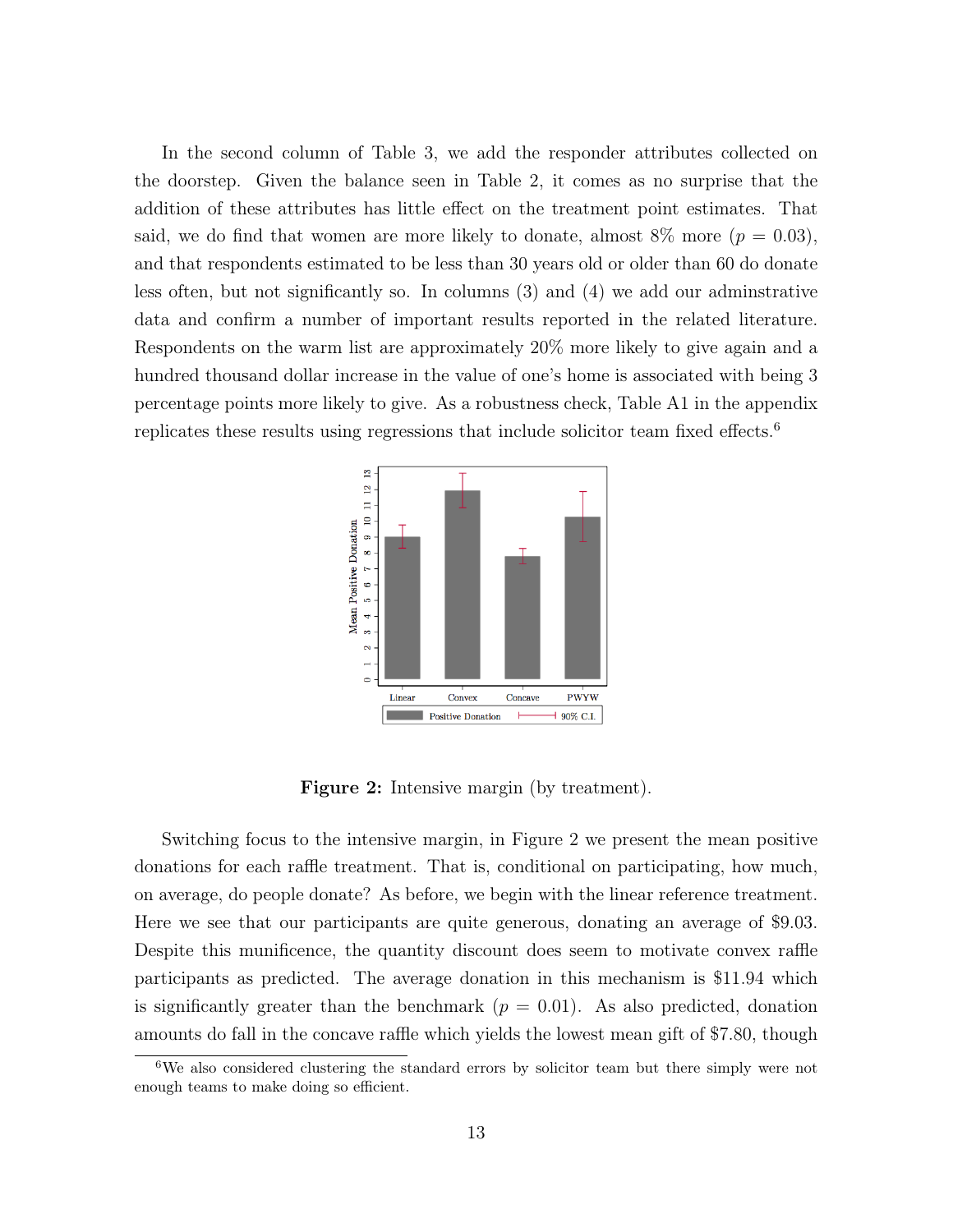In the second column of Table 3, we add the responder attributes collected on the doorstep. Given the balance seen in Table 2, it comes as no surprise that the addition of these attributes has little effect on the treatment point estimates. That said, we do find that women are more likely to donate, almost 8% more ($p = 0.03$), and that respondents estimated to be less than 30 years old or older than 60 do donate less often, but not significantly so. In columns (3) and (4) we add our adminstrative data and confirm a number of important results reported in the related literature. Respondents on the warm list are approximately 20% more likely to give again and a hundred thousand dollar increase in the value of one's home is associated with being 3 percentage points more likely to give. As a robustness check, Table A1 in the appendix replicates these results using regressions that include solicitor team fixed effects.[6]

**Figure 2:** Intensive margin (by treatment).

Switching focus to the intensive margin, in Figure 2 we present the mean positive donations for each raffle treatment. That is, conditional on participating, how much, on average, do people donate? As before, we begin with the linear reference treatment. Here we see that our participants are quite generous, donating an average of \$9.03. Despite this munificence, the quantity discount does seem to motivate convex raffle participants as predicted. The average donation in this mechanism is \$11.94 which is significantly greater than the benchmark ($p = 0.01$). As also predicted, donation amounts do fall in the concave raffle which yields the lowest mean gift of \$7.80, though

[6]We also considered clustering the standard errors by solicitor team but there simply were not enough teams to make doing so efficient.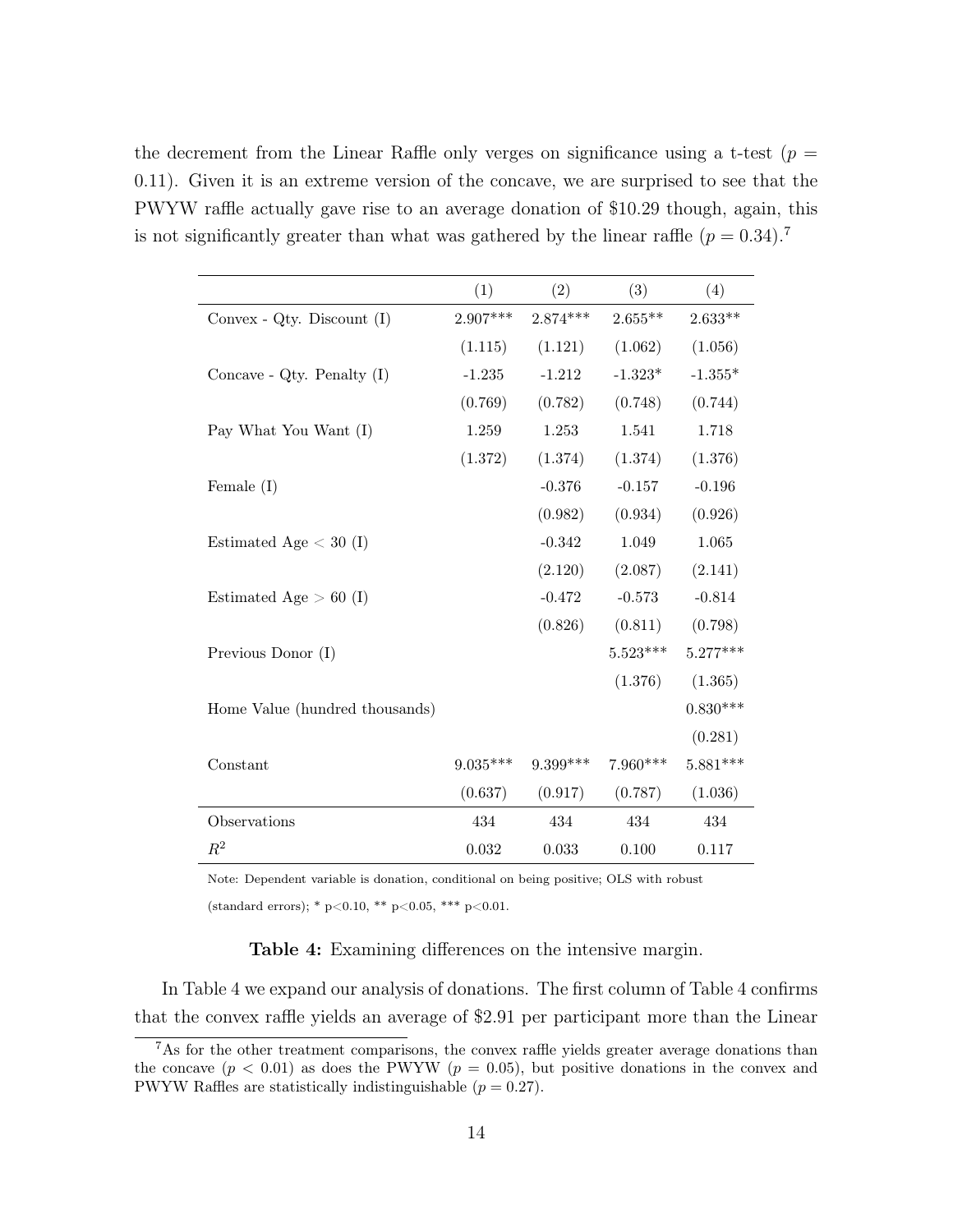the decrement from the Linear Raffle only verges on significance using a t-test ($p = 0.11$). Given it is an extreme version of the concave, we are surprised to see that the PWYW raffle actually gave rise to an average donation of \$10.29 though, again, this is not significantly greater than what was gathered by the linear raffle ($p = 0.34$).[7]

| | (1) | (2) | (3) | (4) |
|---|---|---|---|---|
| Convex - Qty. Discount (I) | 2.907*** | 2.874*** | 2.655** | 2.633** |
| | (1.115) | (1.121) | (1.062) | (1.056) |
| Concave - Qty. Penalty (I) | -1.235 | -1.212 | -1.323* | -1.355* |
| | (0.769) | (0.782) | (0.748) | (0.744) |
| Pay What You Want (I) | 1.259 | 1.253 | 1.541 | 1.718 |
| | (1.372) | (1.374) | (1.374) | (1.376) |
| Female (I) | | -0.376 | -0.157 | -0.196 |
| | | (0.982) | (0.934) | (0.926) |
| Estimated Age < 30 (I) | | -0.342 | 1.049 | 1.065 |
| | | (2.120) | (2.087) | (2.141) |
| Estimated Age > 60 (I) | | -0.472 | -0.573 | -0.814 |
| | | (0.826) | (0.811) | (0.798) |
| Previous Donor (I) | | | 5.523*** | 5.277*** |
| | | | (1.376) | (1.365) |
| Home Value (hundred thousands) | | | | 0.830*** |
| | | | | (0.281) |
| Constant | 9.035*** | 9.399*** | 7.960*** | 5.881*** |
| | (0.637) | (0.917) | (0.787) | (1.036) |
| Observations | 434 | 434 | 434 | 434 |
| $R^2$ | 0.032 | 0.033 | 0.100 | 0.117 |

Note: Dependent variable is donation, conditional on being positive; OLS with robust (standard errors); * p<0.10, ** p<0.05, *** p<0.01.

**Table 4:** Examining differences on the intensive margin.

In Table 4 we expand our analysis of donations. The first column of Table 4 confirms that the convex raffle yields an average of \$2.91 per participant more than the Linear

[7]As for the other treatment comparisons, the convex raffle yields greater average donations than the concave ($p < 0.01$) as does the PWYW ($p = 0.05$), but positive donations in the convex and PWYW Raffles are statistically indistinguishable ($p = 0.27$).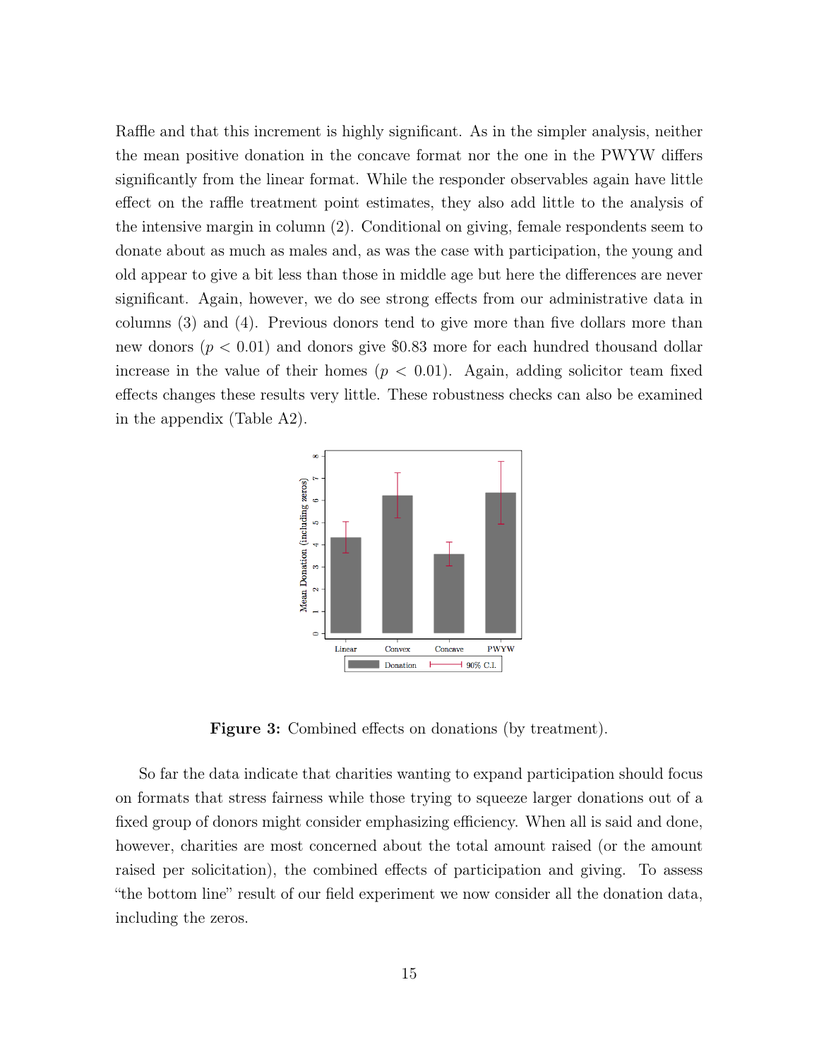Raffle and that this increment is highly significant. As in the simpler analysis, neither the mean positive donation in the concave format nor the one in the PWYW differs significantly from the linear format. While the responder observables again have little effect on the raffle treatment point estimates, they also add little to the analysis of the intensive margin in column (2). Conditional on giving, female respondents seem to donate about as much as males and, as was the case with participation, the young and old appear to give a bit less than those in middle age but here the differences are never significant. Again, however, we do see strong effects from our administrative data in columns (3) and (4). Previous donors tend to give more than five dollars more than new donors ($p < 0.01$) and donors give \$0.83 more for each hundred thousand dollar increase in the value of their homes ($p < 0.01$). Again, adding solicitor team fixed effects changes these results very little. These robustness checks can also be examined in the appendix (Table A2).

**Figure 3:** Combined effects on donations (by treatment).

So far the data indicate that charities wanting to expand participation should focus on formats that stress fairness while those trying to squeeze larger donations out of a fixed group of donors might consider emphasizing efficiency. When all is said and done, however, charities are most concerned about the total amount raised (or the amount raised per solicitation), the combined effects of participation and giving. To assess "the bottom line" result of our field experiment we now consider all the donation data, including the zeros.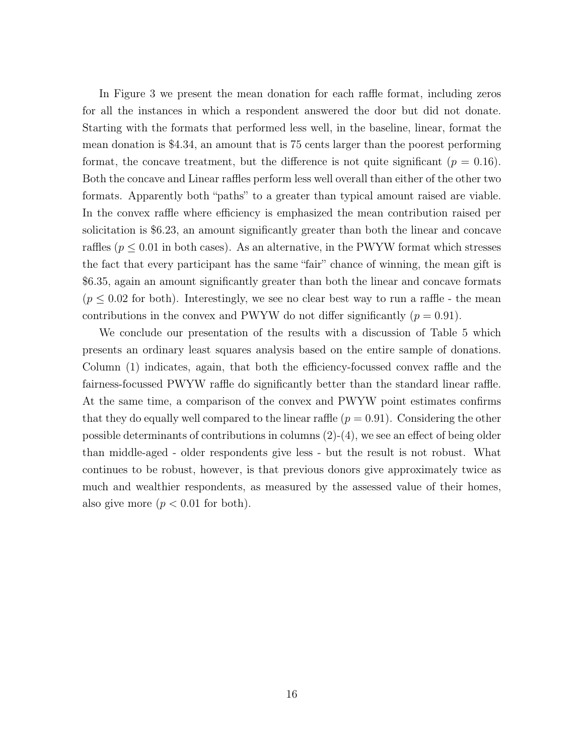In Figure 3 we present the mean donation for each raffle format, including zeros for all the instances in which a respondent answered the door but did not donate. Starting with the formats that performed less well, in the baseline, linear, format the mean donation is \$4.34, an amount that is 75 cents larger than the poorest performing format, the concave treatment, but the difference is not quite significant ($p = 0.16$). Both the concave and Linear raffles perform less well overall than either of the other two formats. Apparently both "paths" to a greater than typical amount raised are viable. In the convex raffle where efficiency is emphasized the mean contribution raised per solicitation is \$6.23, an amount significantly greater than both the linear and concave raffles ($p \leq 0.01$ in both cases). As an alternative, in the PWYW format which stresses the fact that every participant has the same "fair" chance of winning, the mean gift is \$6.35, again an amount significantly greater than both the linear and concave formats ($p \leq 0.02$ for both). Interestingly, we see no clear best way to run a raffle - the mean contributions in the convex and PWYW do not differ significantly ($p = 0.91$).

We conclude our presentation of the results with a discussion of Table 5 which presents an ordinary least squares analysis based on the entire sample of donations. Column (1) indicates, again, that both the efficiency-focussed convex raffle and the fairness-focussed PWYW raffle do significantly better than the standard linear raffle. At the same time, a comparison of the convex and PWYW point estimates confirms that they do equally well compared to the linear raffle ($p = 0.91$). Considering the other possible determinants of contributions in columns (2)-(4), we see an effect of being older than middle-aged - older respondents give less - but the result is not robust. What continues to be robust, however, is that previous donors give approximately twice as much and wealthier respondents, as measured by the assessed value of their homes, also give more ($p < 0.01$ for both).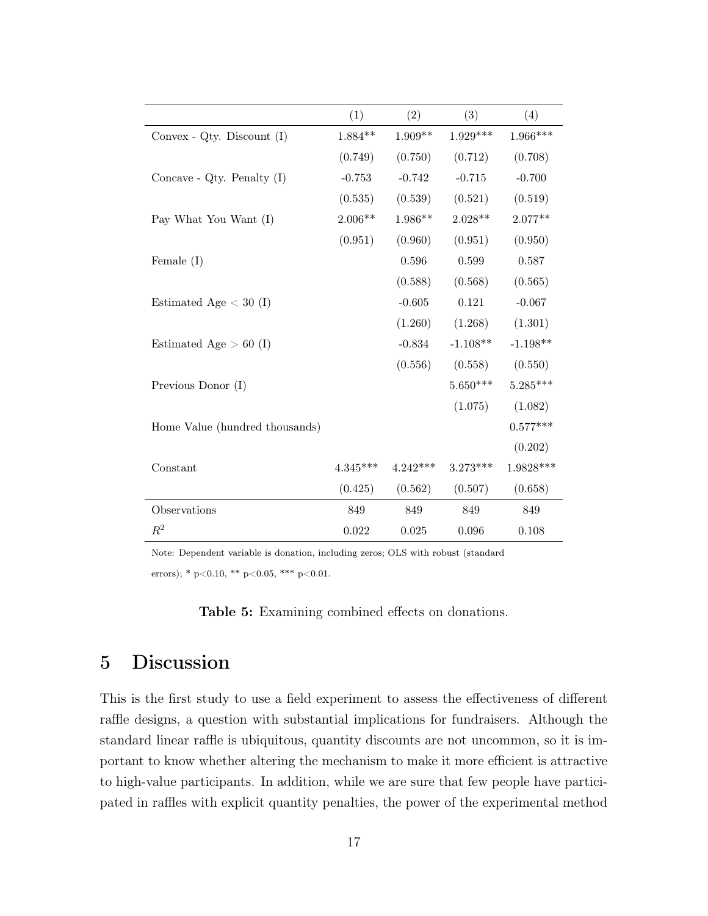| | (1) | (2) | (3) | (4) |
|---|---|---|---|---|
| Convex - Qty. Discount (I) | 1.884** | 1.909** | 1.929*** | 1.966*** |
| | (0.749) | (0.750) | (0.712) | (0.708) |
| Concave - Qty. Penalty (I) | -0.753 | -0.742 | -0.715 | -0.700 |
| | (0.535) | (0.539) | (0.521) | (0.519) |
| Pay What You Want (I) | 2.006** | 1.986** | 2.028** | 2.077** |
| | (0.951) | (0.960) | (0.951) | (0.950) |
| Female (I) | | 0.596 | 0.599 | 0.587 |
| | | (0.588) | (0.568) | (0.565) |
| Estimated Age < 30 (I) | | -0.605 | 0.121 | -0.067 |
| | | (1.260) | (1.268) | (1.301) |
| Estimated Age > 60 (I) | | -0.834 | -1.108** | -1.198** |
| | | (0.556) | (0.558) | (0.550) |
| Previous Donor (I) | | | 5.650*** | 5.285*** |
| | | | (1.075) | (1.082) |
| Home Value (hundred thousands) | | | | 0.577*** |
| | | | | (0.202) |
| Constant | 4.345*** | 4.242*** | 3.273*** | 1.9828*** |
| | (0.425) | (0.562) | (0.507) | (0.658) |
| Observations | 849 | 849 | 849 | 849 |
| $R^2$ | 0.022 | 0.025 | 0.096 | 0.108 |

Note: Dependent variable is donation, including zeros; OLS with robust (standard errors); * p<0.10, ** p<0.05, *** p<0.01.

**Table 5:** Examining combined effects on donations.

# 5 Discussion

This is the first study to use a field experiment to assess the effectiveness of different raffle designs, a question with substantial implications for fundraisers. Although the standard linear raffle is ubiquitous, quantity discounts are not uncommon, so it is important to know whether altering the mechanism to make it more efficient is attractive to high-value participants. In addition, while we are sure that few people have participated in raffles with explicit quantity penalties, the power of the experimental method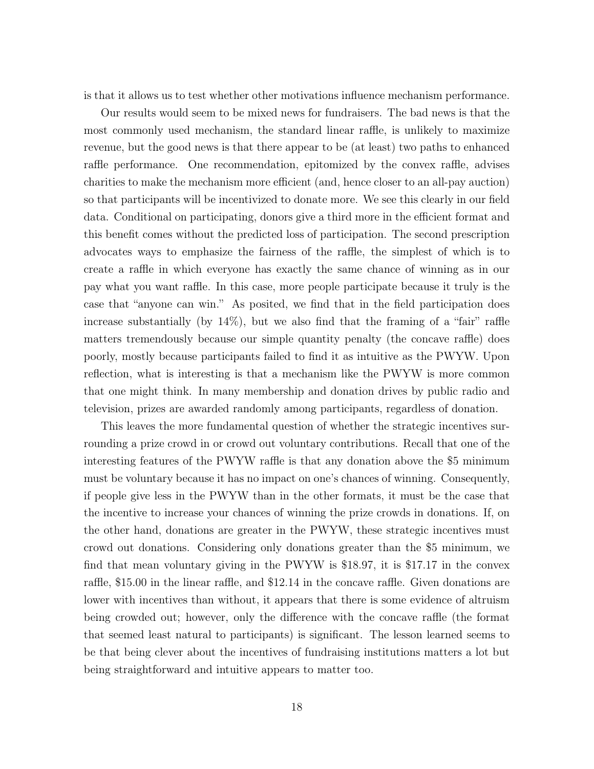is that it allows us to test whether other motivations influence mechanism performance.

Our results would seem to be mixed news for fundraisers. The bad news is that the most commonly used mechanism, the standard linear raffle, is unlikely to maximize revenue, but the good news is that there appear to be (at least) two paths to enhanced raffle performance. One recommendation, epitomized by the convex raffle, advises charities to make the mechanism more efficient (and, hence closer to an all-pay auction) so that participants will be incentivized to donate more. We see this clearly in our field data. Conditional on participating, donors give a third more in the efficient format and this benefit comes without the predicted loss of participation. The second prescription advocates ways to emphasize the fairness of the raffle, the simplest of which is to create a raffle in which everyone has exactly the same chance of winning as in our pay what you want raffle. In this case, more people participate because it truly is the case that "anyone can win." As posited, we find that in the field participation does increase substantially (by 14%), but we also find that the framing of a "fair" raffle matters tremendously because our simple quantity penalty (the concave raffle) does poorly, mostly because participants failed to find it as intuitive as the PWYW. Upon reflection, what is interesting is that a mechanism like the PWYW is more common that one might think. In many membership and donation drives by public radio and television, prizes are awarded randomly among participants, regardless of donation.

This leaves the more fundamental question of whether the strategic incentives surrounding a prize crowd in or crowd out voluntary contributions. Recall that one of the interesting features of the PWYW raffle is that any donation above the $5 minimum must be voluntary because it has no impact on one's chances of winning. Consequently, if people give less in the PWYW than in the other formats, it must be the case that the incentive to increase your chances of winning the prize crowds in donations. If, on the other hand, donations are greater in the PWYW, these strategic incentives must crowd out donations. Considering only donations greater than the $5 minimum, we find that mean voluntary giving in the PWYW is $18.97, it is $17.17 in the convex raffle, $15.00 in the linear raffle, and $12.14 in the concave raffle. Given donations are lower with incentives than without, it appears that there is some evidence of altruism being crowded out; however, only the difference with the concave raffle (the format that seemed least natural to participants) is significant. The lesson learned seems to be that being clever about the incentives of fundraising institutions matters a lot but being straightforward and intuitive appears to matter too.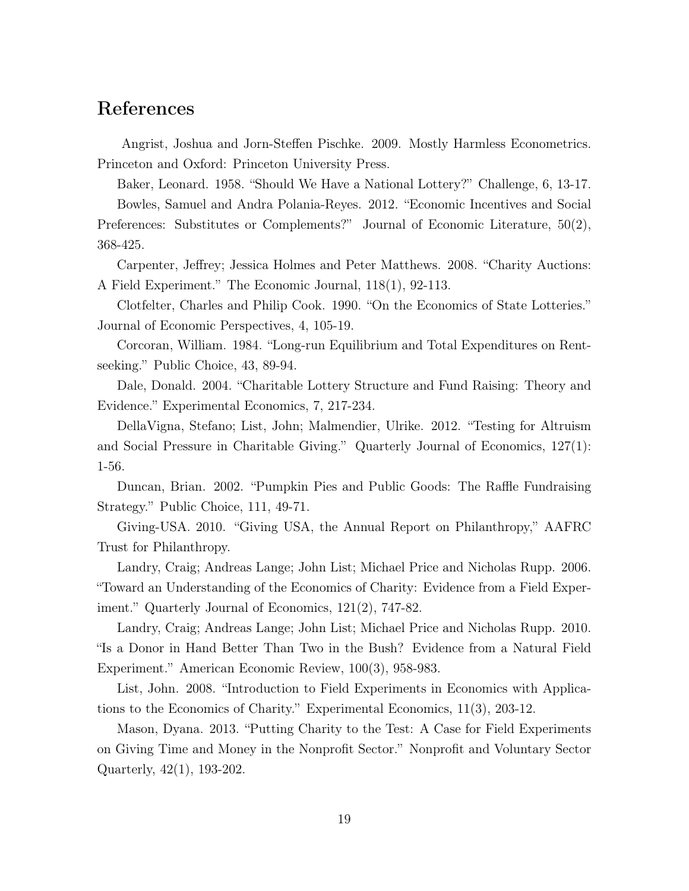## References

Angrist, Joshua and Jorn-Steffen Pischke. 2009. Mostly Harmless Econometrics. Princeton and Oxford: Princeton University Press.

Baker, Leonard. 1958. "Should We Have a National Lottery?" Challenge, 6, 13-17.

Bowles, Samuel and Andra Polania-Reyes. 2012. "Economic Incentives and Social Preferences: Substitutes or Complements?" Journal of Economic Literature, 50(2), 368-425.

Carpenter, Jeffrey; Jessica Holmes and Peter Matthews. 2008. "Charity Auctions: A Field Experiment." The Economic Journal, 118(1), 92-113.

Clotfelter, Charles and Philip Cook. 1990. "On the Economics of State Lotteries." Journal of Economic Perspectives, 4, 105-19.

Corcoran, William. 1984. "Long-run Equilibrium and Total Expenditures on Rent-seeking." Public Choice, 43, 89-94.

Dale, Donald. 2004. "Charitable Lottery Structure and Fund Raising: Theory and Evidence." Experimental Economics, 7, 217-234.

DellaVigna, Stefano; List, John; Malmendier, Ulrike. 2012. "Testing for Altruism and Social Pressure in Charitable Giving." Quarterly Journal of Economics, 127(1): 1-56.

Duncan, Brian. 2002. "Pumpkin Pies and Public Goods: The Raffle Fundraising Strategy." Public Choice, 111, 49-71.

Giving-USA. 2010. "Giving USA, the Annual Report on Philanthropy," AAFRC Trust for Philanthropy.

Landry, Craig; Andreas Lange; John List; Michael Price and Nicholas Rupp. 2006. "Toward an Understanding of the Economics of Charity: Evidence from a Field Experiment." Quarterly Journal of Economics, 121(2), 747-82.

Landry, Craig; Andreas Lange; John List; Michael Price and Nicholas Rupp. 2010. "Is a Donor in Hand Better Than Two in the Bush? Evidence from a Natural Field Experiment." American Economic Review, 100(3), 958-983.

List, John. 2008. "Introduction to Field Experiments in Economics with Applications to the Economics of Charity." Experimental Economics, 11(3), 203-12.

Mason, Dyana. 2013. "Putting Charity to the Test: A Case for Field Experiments on Giving Time and Money in the Nonprofit Sector." Nonprofit and Voluntary Sector Quarterly, 42(1), 193-202.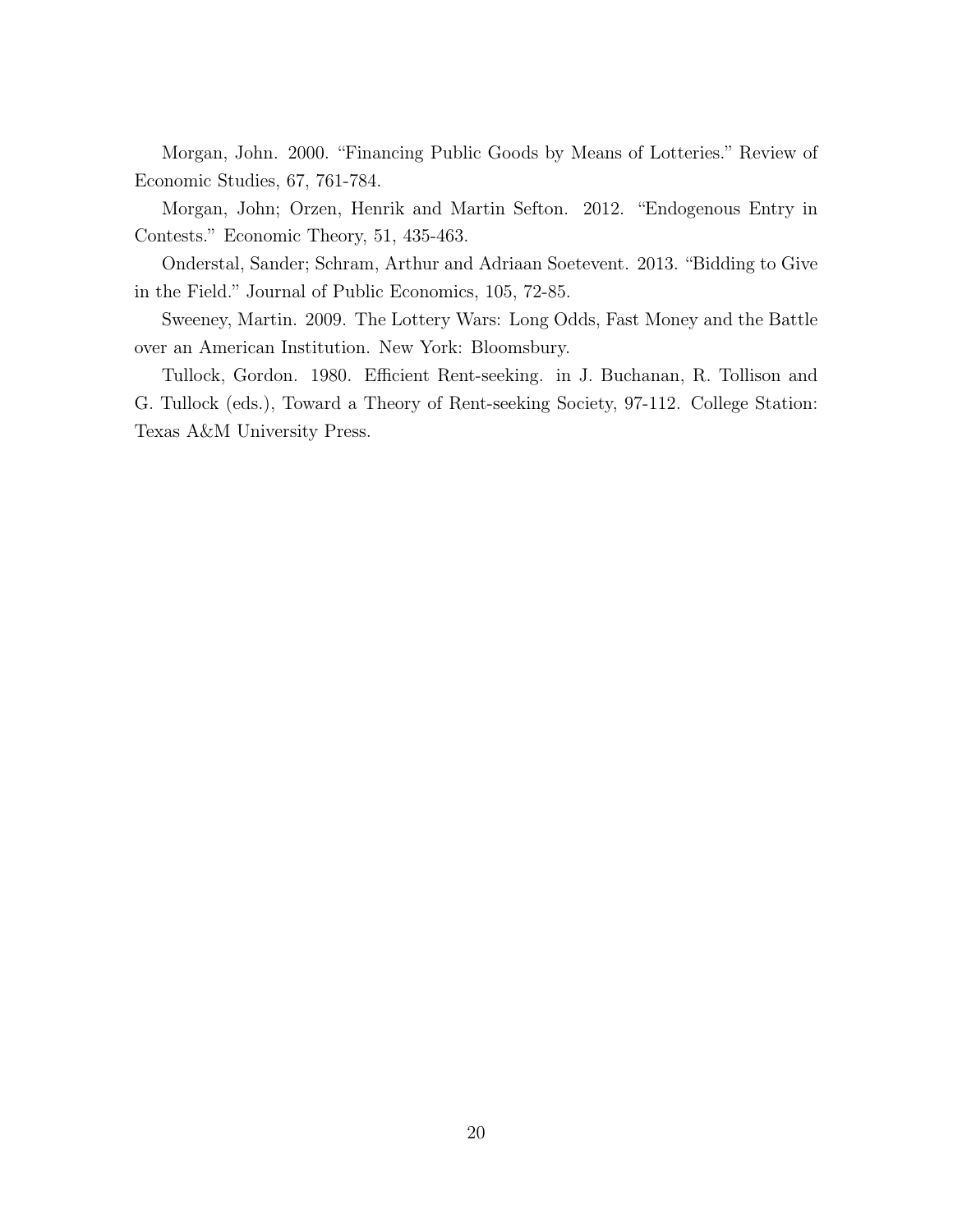Morgan, John. 2000. "Financing Public Goods by Means of Lotteries." Review of Economic Studies, 67, 761-784.

Morgan, John; Orzen, Henrik and Martin Sefton. 2012. "Endogenous Entry in Contests." Economic Theory, 51, 435-463.

Onderstal, Sander; Schram, Arthur and Adriaan Soetevent. 2013. "Bidding to Give in the Field." Journal of Public Economics, 105, 72-85.

Sweeney, Martin. 2009. The Lottery Wars: Long Odds, Fast Money and the Battle over an American Institution. New York: Bloomsbury.

Tullock, Gordon. 1980. Efficient Rent-seeking. in J. Buchanan, R. Tollison and G. Tullock (eds.), Toward a Theory of Rent-seeking Society, 97-112. College Station: Texas A&M University Press.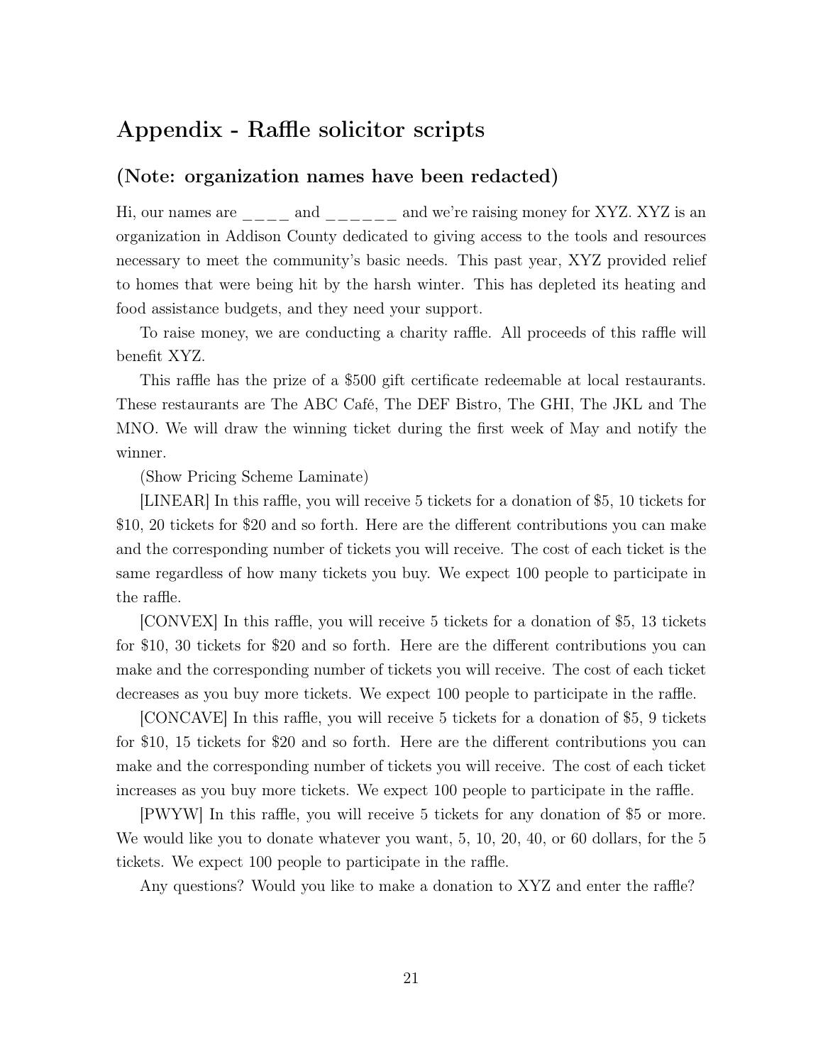## Appendix - Raffle solicitor scripts

### (Note: organization names have been redacted)

Hi, our names are ____ and ______ and we're raising money for XYZ. XYZ is an organization in Addison County dedicated to giving access to the tools and resources necessary to meet the community's basic needs. This past year, XYZ provided relief to homes that were being hit by the harsh winter. This has depleted its heating and food assistance budgets, and they need your support.

To raise money, we are conducting a charity raffle. All proceeds of this raffle will benefit XYZ.

This raffle has the prize of a $500 gift certificate redeemable at local restaurants. These restaurants are The ABC Café, The DEF Bistro, The GHI, The JKL and The MNO. We will draw the winning ticket during the first week of May and notify the winner.

(Show Pricing Scheme Laminate)

[LINEAR] In this raffle, you will receive 5 tickets for a donation of $5, 10 tickets for $10, 20 tickets for $20 and so forth. Here are the different contributions you can make and the corresponding number of tickets you will receive. The cost of each ticket is the same regardless of how many tickets you buy. We expect 100 people to participate in the raffle.

[CONVEX] In this raffle, you will receive 5 tickets for a donation of $5, 13 tickets for $10, 30 tickets for $20 and so forth. Here are the different contributions you can make and the corresponding number of tickets you will receive. The cost of each ticket decreases as you buy more tickets. We expect 100 people to participate in the raffle.

[CONCAVE] In this raffle, you will receive 5 tickets for a donation of $5, 9 tickets for $10, 15 tickets for $20 and so forth. Here are the different contributions you can make and the corresponding number of tickets you will receive. The cost of each ticket increases as you buy more tickets. We expect 100 people to participate in the raffle.

[PWYW] In this raffle, you will receive 5 tickets for any donation of $5 or more. We would like you to donate whatever you want, 5, 10, 20, 40, or 60 dollars, for the 5 tickets. We expect 100 people to participate in the raffle.

Any questions? Would you like to make a donation to XYZ and enter the raffle?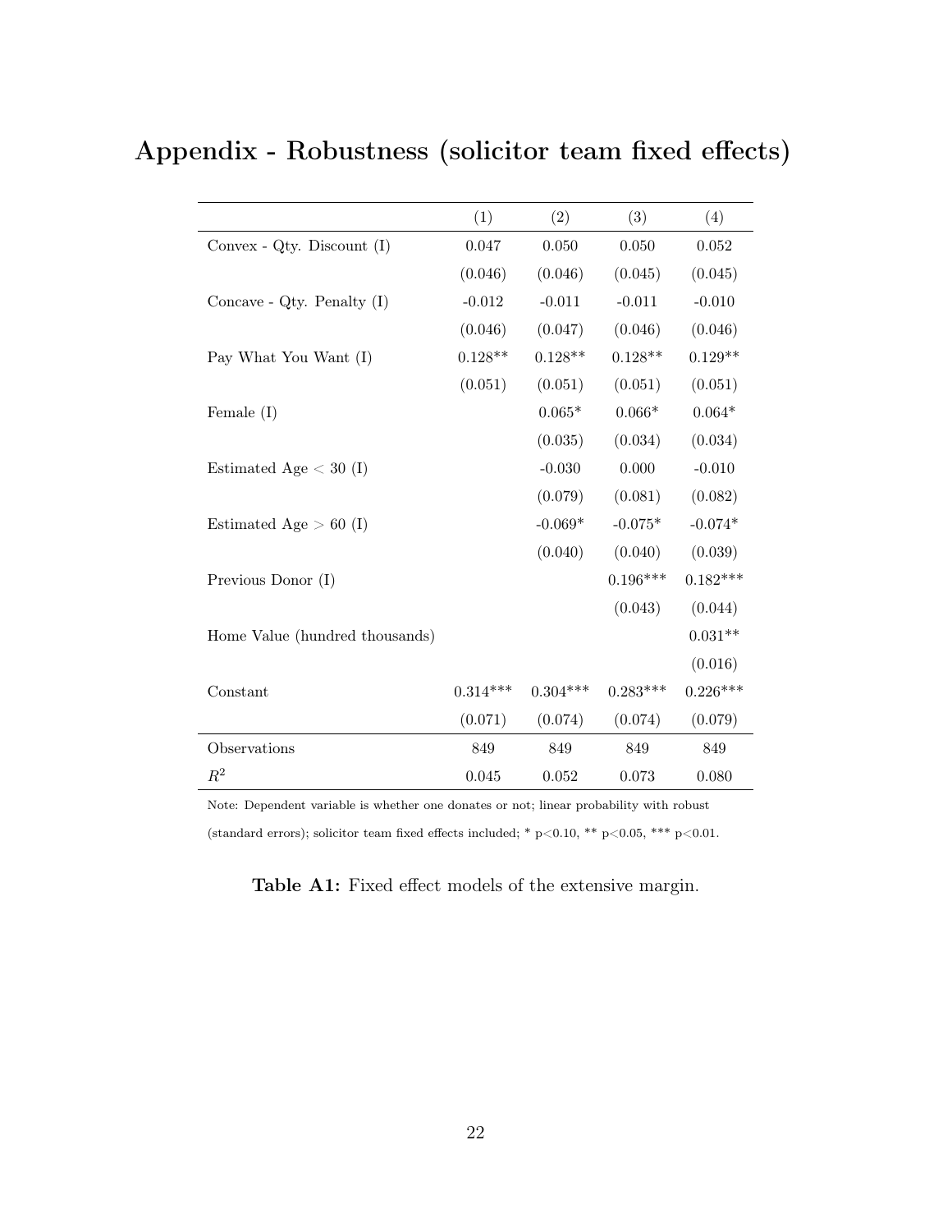# Appendix - Robustness (solicitor team fixed effects)

| | (1) | (2) | (3) | (4) |
|---|---|---|---|---|
| Convex - Qty. Discount (I) | 0.047 | 0.050 | 0.050 | 0.052 |
| | (0.046) | (0.046) | (0.045) | (0.045) |
| Concave - Qty. Penalty (I) | -0.012 | -0.011 | -0.011 | -0.010 |
| | (0.046) | (0.047) | (0.046) | (0.046) |
| Pay What You Want (I) | 0.128** | 0.128** | 0.128** | 0.129** |
| | (0.051) | (0.051) | (0.051) | (0.051) |
| Female (I) | | 0.065* | 0.066* | 0.064* |
| | | (0.035) | (0.034) | (0.034) |
| Estimated Age < 30 (I) | | -0.030 | 0.000 | -0.010 |
| | | (0.079) | (0.081) | (0.082) |
| Estimated Age > 60 (I) | | -0.069* | -0.075* | -0.074* |
| | | (0.040) | (0.040) | (0.039) |
| Previous Donor (I) | | | 0.196*** | 0.182*** |
| | | | (0.043) | (0.044) |
| Home Value (hundred thousands) | | | | 0.031** |
| | | | | (0.016) |
| Constant | 0.314*** | 0.304*** | 0.283*** | 0.226*** |
| | (0.071) | (0.074) | (0.074) | (0.079) |
| Observations | 849 | 849 | 849 | 849 |
| $R^2$ | 0.045 | 0.052 | 0.073 | 0.080 |

Note: Dependent variable is whether one donates or not; linear probability with robust (standard errors); solicitor team fixed effects included; * p<0.10, ** p<0.05, *** p<0.01.

**Table A1:** Fixed effect models of the extensive margin.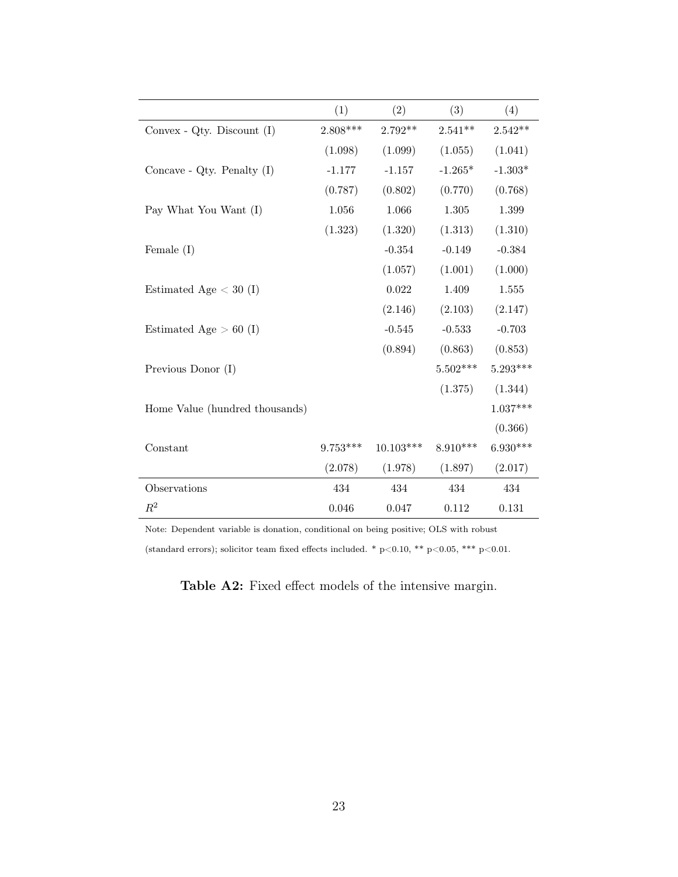| | (1) | (2) | (3) | (4) |
|---|---|---|---|---|
| Convex - Qty. Discount (I) | 2.808*** | 2.792** | 2.541** | 2.542** |
| | (1.098) | (1.099) | (1.055) | (1.041) |
| Concave - Qty. Penalty (I) | -1.177 | -1.157 | -1.265* | -1.303* |
| | (0.787) | (0.802) | (0.770) | (0.768) |
| Pay What You Want (I) | 1.056 | 1.066 | 1.305 | 1.399 |
| | (1.323) | (1.320) | (1.313) | (1.310) |
| Female (I) | | -0.354 | -0.149 | -0.384 |
| | | (1.057) | (1.001) | (1.000) |
| Estimated Age < 30 (I) | | 0.022 | 1.409 | 1.555 |
| | | (2.146) | (2.103) | (2.147) |
| Estimated Age > 60 (I) | | -0.545 | -0.533 | -0.703 |
| | | (0.894) | (0.863) | (0.853) |
| Previous Donor (I) | | | 5.502*** | 5.293*** |
| | | | (1.375) | (1.344) |
| Home Value (hundred thousands) | | | | 1.037*** |
| | | | | (0.366) |
| Constant | 9.753*** | 10.103*** | 8.910*** | 6.930*** |
| | (2.078) | (1.978) | (1.897) | (2.017) |
| Observations | 434 | 434 | 434 | 434 |
| $R^2$ | 0.046 | 0.047 | 0.112 | 0.131 |

Note: Dependent variable is donation, conditional on being positive; OLS with robust (standard errors); solicitor team fixed effects included. * p<0.10, ** p<0.05, *** p<0.01.

**Table A2:** Fixed effect models of the intensive margin.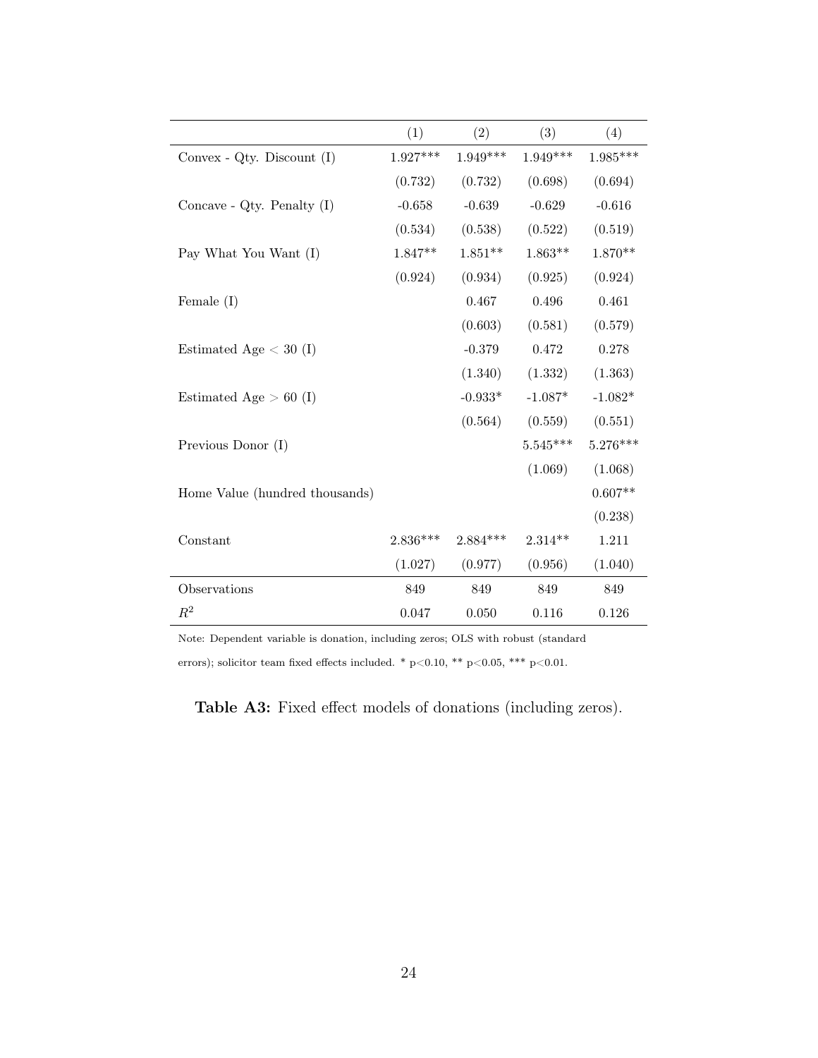| | (1) | (2) | (3) | (4) |
|---|---|---|---|---|
| Convex - Qty. Discount (I) | 1.927*** | 1.949*** | 1.949*** | 1.985*** |
| | (0.732) | (0.732) | (0.698) | (0.694) |
| Concave - Qty. Penalty (I) | -0.658 | -0.639 | -0.629 | -0.616 |
| | (0.534) | (0.538) | (0.522) | (0.519) |
| Pay What You Want (I) | 1.847** | 1.851** | 1.863** | 1.870** |
| | (0.924) | (0.934) | (0.925) | (0.924) |
| Female (I) | | 0.467 | 0.496 | 0.461 |
| | | (0.603) | (0.581) | (0.579) |
| Estimated Age < 30 (I) | | -0.379 | 0.472 | 0.278 |
| | | (1.340) | (1.332) | (1.363) |
| Estimated Age > 60 (I) | | -0.933* | -1.087* | -1.082* |
| | | (0.564) | (0.559) | (0.551) |
| Previous Donor (I) | | | 5.545*** | 5.276*** |
| | | | (1.069) | (1.068) |
| Home Value (hundred thousands) | | | | 0.607** |
| | | | | (0.238) |
| Constant | 2.836*** | 2.884*** | 2.314** | 1.211 |
| | (1.027) | (0.977) | (0.956) | (1.040) |
| Observations | 849 | 849 | 849 | 849 |
| $R^2$ | 0.047 | 0.050 | 0.116 | 0.126 |

Note: Dependent variable is donation, including zeros; OLS with robust (standard errors); solicitor team fixed effects included. * p<0.10, ** p<0.05, *** p<0.01.

**Table A3:** Fixed effect models of donations (including zeros).